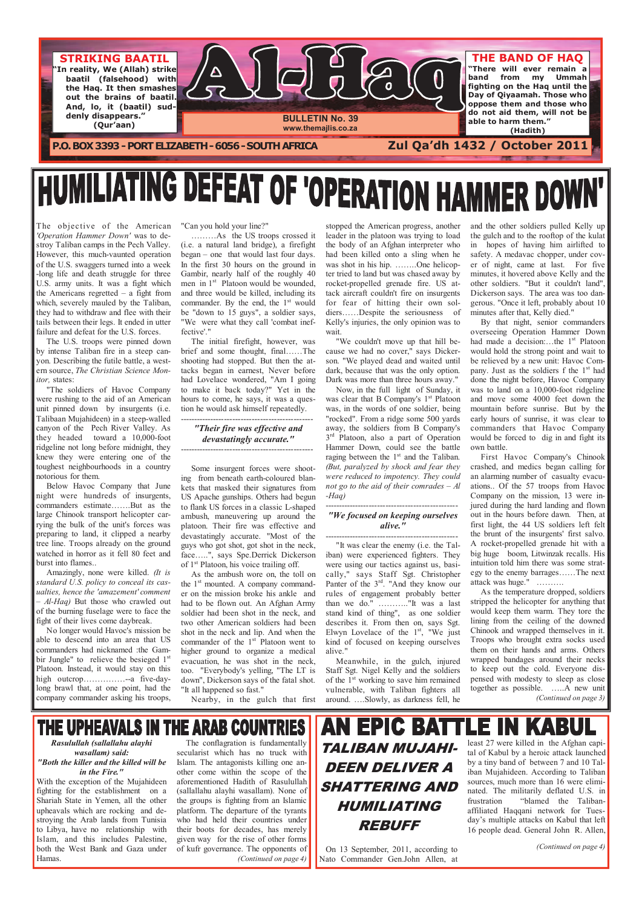# Al-Haq

**STRIKING BAATIL**

**"In reality, We (Allah) strike baatil (falsehood) with the Haq. It then smashes out the brains of baatil. And, lo, it (baatil) suddenly disappears." (Qur'aan)**

**BULLETIN No. 39**
**www.themajlis.co.za**

**THE BAND OF HAQ**

**"There will ever remain a band from my Ummah fighting on the Haq until the Day of Qiyaamah. Those who oppose them and those who do not aid them, will not be able to harm them." (Hadith)**

**P.O. BOX 3393 - PORT ELIZABETH - 6056 - SOUTH AFRICA**

**Zul Qa'dh 1432 / October 2011**

# HUMILIATING DEFEAT OF 'OPERATION HAMMER DOWN'

The objective of the American *'Operation Hammer Down'* was to destroy Taliban camps in the Pech Valley. However, this much-vaunted operation of the U.S. swaggers turned into a week-long life and death struggle for three U.S. army units. It was a fight which the Americans regretted – a fight from which, severely mauled by the Taliban, they had to withdraw and flee with their tails between their legs. It ended in utter failure and defeat for the U.S. forces.

The U.S. troops were pinned down by intense Taliban fire in a steep canyon. Describing the futile battle, a western source, *The Christian Science Monitor,* states:

"The soldiers of Havoc Company were rushing to the aid of an American unit pinned down by insurgents (i.e. Talibaan Mujahideen) in a steep-walled canyon of the Pech River Valley. As they headed toward a 10,000-foot ridgeline not long before midnight, they knew they were entering one of the toughest neighbourhoods in a country notorious for them.

Below Havoc Company that June night were hundreds of insurgents, commanders estimate…….But as the large Chinook transport helicopter carrying the bulk of the unit's forces was preparing to land, it clipped a nearby tree line. Troops already on the ground watched in horror as it fell 80 feet and burst into flames..

Amazingly, none were killed. *(It is standard U.S. policy to conceal its casualties, hence the 'amazement' comment – Al-Haq)* But those who crawled out of the burning fuselage were to face the fight of their lives come daybreak.

No longer would Havoc's mission be able to descend into an area that US commanders had nicknamed :the Gambir Jungle" to relieve the besieged 1st Platoon. Instead, it would stay on this high outcrop……………--a five-day-long brawl that, at one point, had the company commander asking his troops, "Can you hold your line?"

………As the US troops crossed it (i.e. a natural land bridge), a firefight began – one that would last four days. In the first 30 hours on the ground in Gambir, nearly half of the roughly 40 men in 1st Platoon would be wounded, and three would be killed, including its commander. By the end, the 1st would be "down to 15 guys", a soldier says, "We were what they call 'combat ineffective'."

The initial firefight, however, was brief and some thought, final……The shooting had stopped. But then the attacks began in earnest, Never before had Lovelace wondered, "Am I going to make it back today?" Yet in the hours to come, he says, it was a question he would ask himself repeatedly.

---

***"Their fire was effective and devastatingly accurate."***

---

Some insurgent forces were shooting from beneath earth-coloured blankets that masked their signatures from US Apache gunships. Others had begun to flank US forces in a classic L-shaped ambush, maneuvering up around the platoon. Their fire was effective and devastatingly accurate. "Most of the guys who got shot, got shot in the neck, face…..", says Spe.Derrick Dickerson of 1st Platoon, his voice trailing off.

As the ambush wore on, the toll on the 1st mounted. A company commander on the mission broke his ankle and had to be flown out. An Afghan Army soldier had been shot in the neck, and two other American soldiers had been shot in the neck and lip. And when the commander of the 1st Platoon went to higher ground to organize a medical evacuation, he was shot in the neck, too. "Everybody's yelling, "The LT is down", Dickerson says of the fatal shot. "It all happened so fast."

Nearby, in the gulch that first stopped the American progress, another leader in the platoon was trying to load the body of an Afghan interpreter who had been killed onto a sling when he was shot in his hip. ……..One helicopter tried to land but was chased away by rocket-propelled grenade fire. US attack aircraft couldn't fire on insurgents for fear of hitting their own soldiers……Despite the seriousness of Kelly's injuries, the only opinion was to wait.

"We couldn't move up that hill because we had no cover," says Dickerson. "We played dead and waited until dark, because that was the only option. Dark was more than three hours away."

Now, in the full light of Sunday, it was clear that B Company's 1st Platoon was, in the words of one soldier, being "rocked". From a ridge some 500 yards away, the soldiers from B Company's 3rd Platoon, also a part of Operation Hammer Down, could see the battle raging between the 1st and the Taliban. *(But, paralyzed by shock and fear they were reduced to impotency. They could not go to the aid of their comrades – Al-Haq)*

---

***"We focused on keeping ourselves alive."***

---

"It was clear the enemy (i.e. the Taliban) were experienced fighters. They were using our tactics against us, basically," says Staff Sgt. Christopher Panter of the 3rd. "And they know our rules of engagement probably better than we do." ………."It was a last stand kind of thing", as one soldier describes it. From then on, says Sgt. Elwyn Lovelace of the 1st, "We just kind of focused on keeping ourselves alive."

Meanwhile, in the gulch, injured Staff Sgt. Nigel Kelly and the soldiers of the 1st working to save him remained vulnerable, with Taliban fighters all around. ….Slowly, as darkness fell, he and the other soldiers pulled Kelly up the gulch and to the rooftop of the kulat in hopes of having him airlifted to safety. A medavac chopper, under cover of night, came at last. For five minutes, it hovered above Kelly and the other soldiers. "But it couldn't land", Dickerson says. The area was too dangerous. "Once it left, probably about 10 minutes after that, Kelly died."

By that night, senior commanders overseeing Operation Hammer Down had made a decision:…the 1st Platoon would hold the strong point and wait to be relieved by a new unit: Havoc Company. Just as the soldiers f the 1st had done the night before, Havoc Company was to land on a 10,000-foot ridgeline and move some 4000 feet down the mountain before sunrise. But by the early hours of sunrise, it was clear to commanders that Havoc Company would be forced to dig in and fight its own battle.

First Havoc Company's Chinook crashed, and medics began calling for an alarming number of casualty evacuations.. Of the 57 troops from Havoc Company on the mission, 13 were injured during the hard landing and flown out in the hours before dawn. Then, at first light, the 44 US soldiers left felt the brunt of the insurgents' first salvo. A rocket-propelled grenade hit with a big huge boom, Litwinzak recalls. His intuition told him there was some strategy to the enemy barrages……The next attack was huge." ……….

As the temperature dropped, soldiers stripped the helicopter for anything that would keep them warm. They tore the lining from the ceiling of the downed Chinook and wrapped themselves in it. Troops who brought extra socks used them on their hands and arms. Others wrapped bandages around their necks to keep out the cold. Everyone dispensed with modesty to sleep as close together as possible. …..A new unit

*(Continued on page 3)*

# THE UPHEAVALS IN THE ARAB COUNTRIES

***Rasulullah (sallallahu alayhi wasallam) said: "Both the killer and the killed will be in the Fire."***

With the exception of the Mujahideen fighting for the establishment on a Shariah State in Yemen, all the other upheavals which are rocking and destroying the Arab lands from Tunisia to Libya, have no relationship with Islam, and this includes Palestine, both the West Bank and Gaza under Hamas.

The conflagration is fundamentally secularist which has no truck with Islam. The antagonists killing one another come within the scope of the aforementioned Hadith of Rasulullah (sallallahu alayhi wasallam). None of the groups is fighting from an Islamic platform. The departure of the tyrants who had held their countries under their boots for decades, has merely given way for the rise of other forms of kufr governance. The opponents of

*(Continued on page 4)*

# AN EPIC BATTLE IN KABUL

## *TALIBAN MUJAHIDEEN DELIVER A SHATTERING AND HUMILIATING REBUFF*

On 13 September, 2011, according to Nato Commander Gen.John Allen, at least 27 were killed in the Afghan capital of Kabul by a heroic attack launched by a tiny band of between 7 and 10 Taliban Mujahideen. According to Taliban sources, much more than 16 were eliminated. The militarily deflated U.S. in frustration "blamed the Taliban-affiliated Haqqani network for Tuesday's multiple attacks on Kabul that left 16 people dead. General John R. Allen,

*(Continued on page 4)*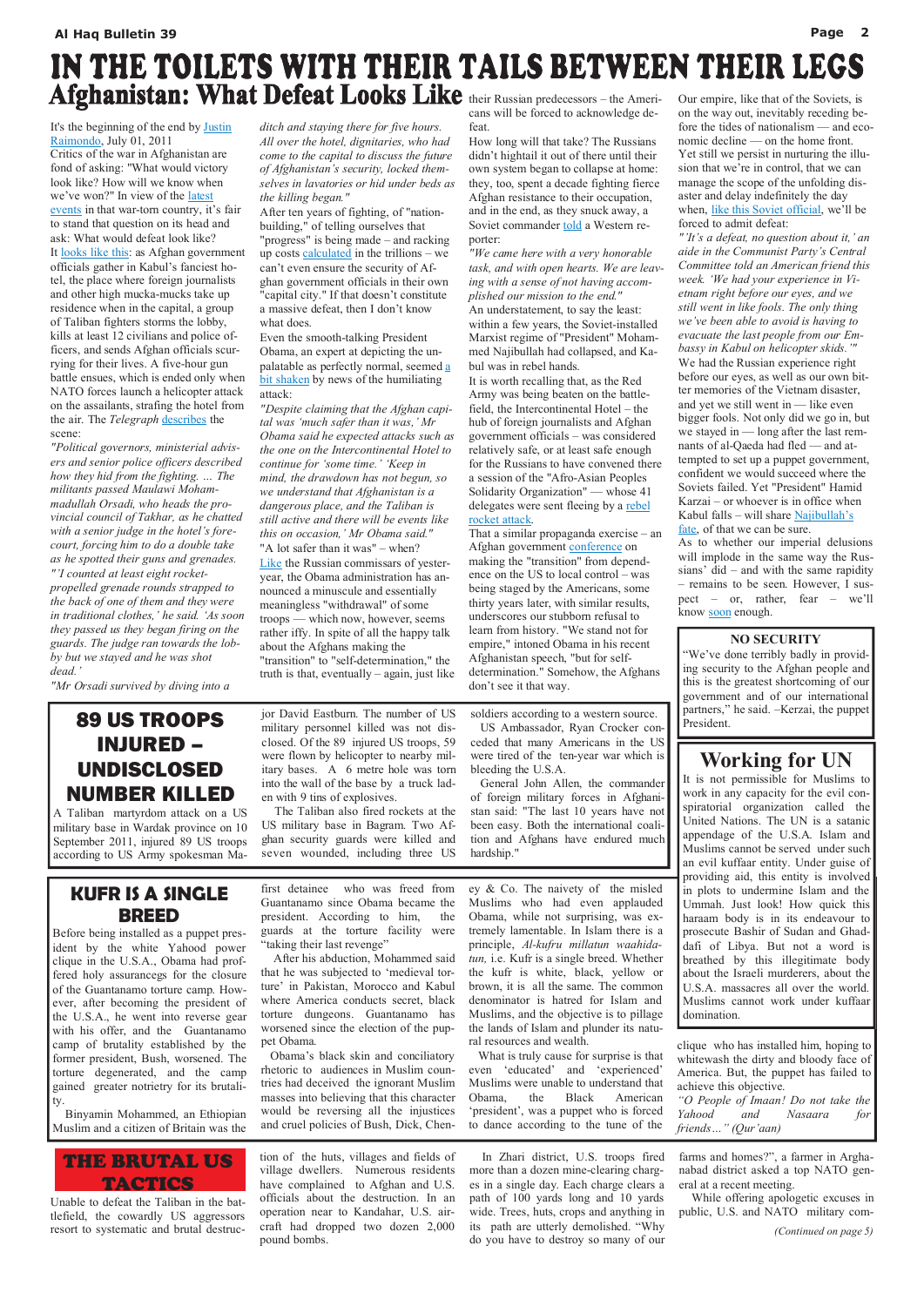# IN THE TOILETS WITH THEIR TAILS BETWEEN THEIR LEGS

## Afghanistan: What Defeat Looks Like

It's the beginning of the end by Justin Raimondo, July 01, 2011

Critics of the war in Afghanistan are fond of asking: "What would victory look like? How will we know when we've won?" In view of the latest events in that war-torn country, it's fair to stand that question on its head and ask: What would defeat look like?

It looks like this: as Afghan government officials gather in Kabul's fanciest hotel, the place where foreign journalists and other high mucka-mucks take up residence when in the capital, a group of Taliban fighters storms the lobby, kills at least 12 civilians and police officers, and sends Afghan officials scurrying for their lives. A five-hour gun battle ensues, which is ended only when NATO forces launch a helicopter attack on the assailants, strafing the hotel from the air. The *Telegraph* describes the scene:

*"Political governors, ministerial advisers and senior police officers described how they hid from the fighting. … The militants passed Maulawi Mohammadullah Orsadi, who heads the provincial council of Takhar, as he chatted with a senior judge in the hotel's forecourt, forcing him to do a double take as he spotted their guns and grenades. "'I counted at least eight rocket-propelled grenade rounds strapped to the back of one of them and they were in traditional clothes,' he said. 'As soon they passed us they began firing on the guards. The judge ran towards the lobby but we stayed and he was shot dead.'*

*"Mr Orsadi survived by diving into a ditch and staying there for five hours. All over the hotel, dignitaries, who had come to the capital to discuss the future of Afghanistan's security, locked themselves in lavatories or hid under beds as the killing began."*

After ten years of fighting, of "nation-building," of telling ourselves that "progress" is being made – and racking up costs calculated in the trillions – we can't even ensure the security of Afghan government officials in their own "capital city." If that doesn't constitute a massive defeat, then I don't know what does.

Even the smooth-talking President Obama, an expert at depicting the unpalatable as perfectly normal, seemed a bit shaken by news of the humiliating attack:

*"Despite claiming that the Afghan capital was 'much safer than it was,' Mr Obama said he expected attacks such as the one on the Intercontinental Hotel to continue for 'some time.' 'Keep in mind, the drawdown has not begun, so we understand that Afghanistan is a dangerous place, and the Taliban is still active and there will be events like this on occasion,' Mr Obama said."*

"A lot safer than it was" – when?

Like the Russian commissars of yesteryear, the Obama administration has announced a minuscule and essentially meaningless "withdrawal" of some troops — which now, however, seems rather iffy. In spite of all the happy talk about the Afghans making the "transition" to "self-determination," the truth is that, eventually – again, just like their Russian predecessors – the Americans will be forced to acknowledge defeat.

How long will that take? The Russians didn't hightail it out of there until their own system began to collapse at home: they, too, spent a decade fighting fierce Afghan resistance to their occupation, and in the end, as they snuck away, a Soviet commander told a Western reporter:

*"We came here with a very honorable task, and with open hearts. We are leaving with a sense of not having accomplished our mission to the end."*

An understatement, to say the least: within a few years, the Soviet-installed Marxist regime of "President" Mohammed Najibullah had collapsed, and Kabul was in rebel hands.

It is worth recalling that, as the Red Army was being beaten on the battlefield, the Intercontinental Hotel – the hub of foreign journalists and Afghan government officials – was considered relatively safe, or at least safe enough for the Russians to have convened there a session of the "Afro-Asian Peoples Solidarity Organization" — whose 41 delegates were sent fleeing by a rebel rocket attack.

That a similar propaganda exercise – an Afghan government conference on making the "transition" from dependence on the US to local control – was being staged by the Americans, some thirty years later, with similar results, underscores our stubborn refusal to learn from history. "We stand not for empire," intoned Obama in his recent Afghanistan speech, "but for self-determination." Somehow, the Afghans don't see it that way.

Our empire, like that of the Soviets, is on the way out, inevitably receding before the tides of nationalism — and economic decline — on the home front. Yet still we persist in nurturing the illusion that we're in control, that we can manage the scope of the unfolding disaster and delay indefinitely the day when, like this Soviet official, we'll be forced to admit defeat:

*"'It's a defeat, no question about it,' an aide in the Communist Party's Central Committee told an American friend this week. 'We had your experience in Vietnam right before our eyes, and we still went in like fools. The only thing we've been able to avoid is having to evacuate the last people from our Embassy in Kabul on helicopter skids.'"*

We had the Russian experience right before our eyes, as well as our own bitter memories of the Vietnam disaster, and yet we still went in — like even bigger fools. Not only did we go in, but we stayed in — long after the last remnants of al-Qaeda had fled — and attempted to set up a puppet government, confident we would succeed where the Soviets failed. Yet "President" Hamid Karzai – or whoever is in office when Kabul falls – will share Najibullah's fate, of that we can be sure.

As to whether our imperial delusions will implode in the same way the Russians' did – and with the same rapidity – remains to be seen. However, I suspect – or, rather, fear – we'll know soon enough.

### NO SECURITY

"We've done terribly badly in providing security to the Afghan people and this is the greatest shortcoming of our government and of our international partners," he said. –Kerzai, the puppet President.

## 89 US TROOPS INJURED – UNDISCLOSED NUMBER KILLED

A Taliban martyrdom attack on a US military base in Wardak province on 10 September 2011, injured 89 US troops according to US Army spokesman Major David Eastburn. The number of US military personnel killed was not disclosed. Of the 89 injured US troops, 59 were flown by helicopter to nearby military bases. A 6 metre hole was torn into the wall of the base by a truck laden with 9 tins of explosives.

The Taliban also fired rockets at the US military base in Bagram. Two Afghan security guards were killed and seven wounded, including three US soldiers according to a western source.

US Ambassador, Ryan Crocker conceded that many Americans in the US were tired of the ten-year war which is bleeding the U.S.A.

General John Allen, the commander of foreign military forces in Afghanistan said: "The last 10 years have not been easy. Both the international coalition and Afghans have endured much hardship."

## Working for UN

It is not permissible for Muslims to work in any capacity for the evil conspiratorial organization called the United Nations. The UN is a satanic appendage of the U.S.A. Islam and Muslims cannot be served under such an evil kuffaar entity. Under guise of providing aid, this entity is involved in plots to undermine Islam and the Ummah. Just look! How quick this haraam body is in its endeavour to prosecute Bashir of Sudan and Gheddafi of Libya. But not a word is breathed by this illegitimate body about the Israeli murderers, about the U.S.A. massacres all over the world. Muslims cannot work under kuffaar domination.

## KUFR IS A SINGLE BREED

Before being installed as a puppet president by the white Yahood power clique in the U.S.A., Obama had proffered holy assurancegs for the closure of the Guantanamo torture camp. However, after becoming the president of the U.S.A., he went into reverse gear with his offer, and the Guantanamo camp of brutality established by the former president, Bush, worsened. The torture degenerated, and the camp gained greater notriety for its brutality.

Binyamin Mohammed, an Ethiopian Muslim and a citizen of Britain was the first detainee who was freed from Guantanamo since Obama became the president. According to him, the guards at the torture facility were "taking their last revenge"

After his abduction, Mohammed said that he was subjected to 'medieval torture' in Pakistan, Morocco and Kabul where America conducts secret, black torture dungeons. Guantanamo has worsened since the election of the puppet Obama.

Obama's black skin and conciliatory rhetoric to audiences in Muslim countries had deceived the ignorant Muslim masses into believing that this character would be reversing all the injustices and cruel policies of Bush, Dick, Cheney & Co. The naivety of the misled Muslims who had even applauded Obama, while not surprising, was extremely lamentable. In Islam there is a principle, *Al-kufru millatun waahidatun,* i.e. Kufr is a single breed. Whether the kufr is white, black, yellow or brown, it is all the same. The common denominator is hatred for Islam and Muslims, and the objective is to pillage the lands of Islam and plunder its natural resources and wealth.

What is truly cause for surprise is that even 'educated' and 'experienced' Muslims were unable to understand that Obama, the Black American 'president', was a puppet who is forced to dance according to the tune of the clique who has installed him, hoping to whitewash the dirty and bloody face of America. But, the puppet has failed to achieve this objective.

*"O People of Imaan! Do not take the Yahood and Nasaara for friends…" (Qur'aan)*

## THE BRUTAL US TACTICS

Unable to defeat the Taliban in the battlefield, the cowardly US aggressors resort to systematic and brutal destruction of the huts, villages and fields of village dwellers. Numerous residents have complained to Afghan and U.S. officials about the destruction. In an operation near to Kandahar, U.S. aircraft had dropped two dozen 2,000 pound bombs.

In Zhari district, U.S. troops fired more than a dozen mine-clearing charges in a single day. Each charge clears a path of 100 yards long and 10 yards wide. Trees, huts, crops and anything in its path are utterly demolished. "Why do you have to destroy so many of our farms and homes?", a farmer in Arghanabad district asked a top NATO general at a recent meeting.

While offering apologetic excuses in public, U.S. and NATO military com-

*(Continued on page 5)*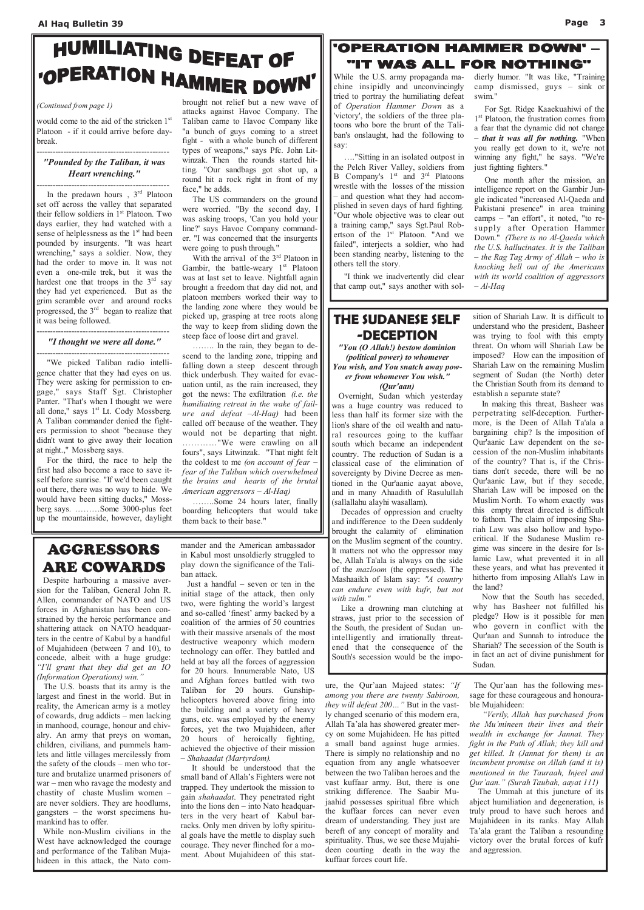# HUMILIATING DEFEAT OF 'OPERATION HAMMER DOWN'

*(Continued from page 1)*

would come to the aid of the stricken 1st Platoon - if it could arrive before daybreak.

### "Pounded by the Taliban, it was Heart wrenching."

In the predawn hours, 3rd Platoon set off across the valley that separated their fellow soldiers in 1st Platoon. Two days earlier, they had watched with a sense of helplessness as the 1st had been pounded by insurgents. "It was heart wrenching," says a soldier. Now, they had the order to move in. It was not even a one-mile trek, but it was the hardest one that troops in the 3rd say they had yet experienced. But as the grim scramble over and around rocks progressed, the 3rd began to realize that it was being followed.

### "I thought we were all done."

"We picked Taliban radio intelligence chatter that they had eyes on us. They were asking for permission to engage," says Staff Sgt. Christopher Panter. "That's when I thought we were all done," says 1st Lt. Cody Mossberg. A Taliban commander denied the fighters permission to shoot "because they didn't want to give away their location at night.," Mossberg says.

For the third, the race to help the first had also become a race to save itself before sunrise. "If we'd been caught out there, there was no way to hide. We would have been sitting ducks," Mossberg says. ………Some 3000-plus feet up the mountainside, however, daylight brought not relief but a new wave of attacks against Havoc Company. The Taliban came to Havoc Company like "a bunch of guys coming to a street fight - with a whole bunch of different types of weapons," says Pfc. John Litwinzak. Then the rounds started hitting. "Our sandbags got shot up, a round hit a rock right in front of my face," he adds.

The US commanders on the ground were worried. "By the second day, I was asking troops, 'Can you hold your line?' says Havoc Company commander. "I was concerned that the insurgents were going to push through."

With the arrival of the 3rd Platoon in Gambir, the battle-weary 1st Platoon was at last set to leave. Nightfall again brought a freedom that day did not, and platoon members worked their way to the landing zone where they would be picked up, grasping at tree roots along the way to keep from sliding down the steep face of loose dirt and gravel.

…….. In the rain, they began to descend to the landing zone, tripping and falling down a steep descent through thick underbush. They waited for evacuation until, as the rain increased, they got the news: The exfiltration *(i.e. the humiliating retreat in the wake of failure and defeat –Al-Haq)* had been called off because of the weather. They would not be departing that night. …………"We were crawling on all fours", says Litwinzak. "That night felt the coldest to me *(on account of fear – fear of the Taliban which overwhelmed the brains and hearts of the brutal American aggressors – Al-Haq)*

……..Some 24 hours later, finally boarding helicopters that would take them back to their base."

# 'OPERATION HAMMER DOWN' – "IT WAS ALL FOR NOTHING"

While the U.S. army propaganda machine insipidly and unconvincingly tried to portray the humiliating defeat of *Operation Hammer Down* as a 'victory', the soldiers of the three platoons who bore the brunt of the Taliban's onslaught, had the following to say:

…."Sitting in an isolated outpost in the Pelch River Valley, soldiers from B Company's 1st and 3rd Platoons wrestle with the losses of the mission – and question what they had accomplished in seven days of hard fighting. "Our whole objective was to clear out a training camp," says Sgt.Paul Robertson of the 1st Platoon. "And we failed", interjects a soldier, who had been standing nearby, listening to the others tell the story.

"I think we inadvertently did clear that camp out," says another with soldierly humor. "It was like, "Training camp dismissed, guys – sink or swim."

For Sgt. Ridge Kaaekuahiwi of the 1st Platoon, the frustration comes from a fear that the dynamic did not change – ***that it was all for nothing.*** "When you really get down to it, we're not winning any fight," he says. "We're just fighting fighters."

One month after the mission, an intelligence report on the Gambir Jungle indicated "increased Al-Qaeda and Pakistani presence" in area training camps – "an effort", it noted, "to re-supply after Operation Hammer Down." *(There is no Al-Qaeda which the U.S. hallucinates. It is the Taliban – the Rag Tag Army of Allah – who is knocking hell out of the Americans with its world coalition of aggressors – Al-Haq*

# THE SUDANESE SELF -DECEPTION

***"You (O Allah!) bestow dominion (political power) to whomever You wish, And You snatch away power from whomever You wish." (Qur'aan)***

Overnight, Sudan which yesterday was a huge country was reduced to less than half its former size with the lion's share of the oil wealth and natural resources going to the kuffaar south which became an independent country. The reduction of Sudan is a classical case of the elimination of sovereignty by Divine Decree as mentioned in the Qur'aanic aayat above, and in many Ahaadith of Rasulullah (sallallahu alayhi wasallam).

Decades of oppression and cruelty and indifference to the Deen suddenly brought the calamity of elimination on the Muslim segment of the country. It matters not who the oppressor may be, Allah Ta'ala is always on the side of the *mazloom* (the oppressed). The Mashaaikh of Islam say: *"A country can endure even with kufr, but not with zulm."*

Like a drowning man clutching at straws, just prior to the secession of the South, the president of Sudan unintelligently and irrationally threatened that the consequence of the South's secession would be the imposition of Shariah Law. It is difficult to understand who the president, Basheer was trying to fool with this empty threat. On whom will Shariah Law be imposed? How can the imposition of Shariah Law on the remaining Muslim segment of Sudan (the North) deter the Christian South from its demand to establish a separate state?

In making this threat, Basheer was perpetrating self-deception. Furthermore, is the Deen of Allah Ta'ala a bargaining chip? Is the imposition of Qur'aanic Law dependent on the secession of the non-Muslim inhabitants of the country? That is, if the Christians don't secede, there will be no Qur'aanic Law, but if they secede, Shariah Law will be imposed on the Muslim North. To whom exactly was this empty threat directed is difficult to fathom. The claim of imposing Shariah Law was also hollow and hypocritical. If the Sudanese Muslim regime was sincere in the desire for Islamic Law, what prevented it in all these years, and what has prevented it hitherto from imposing Allah's Law in the land?

Now that the South has seceded, why has Basheer not fulfilled his pledge? How is it possible for men who govern in conflict with the Qur'aan and Sunnah to introduce the Shariah? The secession of the South is in fact an act of divine punishment for Sudan.

# AGGRESSORS ARE COWARDS

Despite harbouring a massive aversion for the Taliban, General John R. Allen, commander of NATO and US forces in Afghanistan has been constrained by the heroic performance and shattering attack on NATO headquarters in the centre of Kabul by a handful of Mujahideen (between 7 and 10), to concede, albeit with a huge grudge: *"I'll grant that they did get an IO (Information Operations) win."*

The U.S. boasts that its army is the largest and finest in the world. But in reality, the American army is a motley of cowards, drug addicts – men lacking in manhood, courage, honour and chivalry. An army that preys on woman, children, civilians, and pummels hamlets and little villages mercilessly from the safety of the clouds – men who torture and brutalize unarmed prisoners of war – men who ravage the modesty and chastity of chaste Muslim women – are never soldiers. They are hoodlums, gangsters – the worst specimens humankind has to offer.

While non-Muslim civilians in the West have acknowledged the courage and performance of the Taliban Mujahideen in this attack, the Nato commander and the American ambassador in Kabul most unsoldierly struggled to play down the significance of the Taliban attack.

Just a handful – seven or ten in the initial stage of the attack, then only two, were fighting the world's largest and so-called 'finest' army backed by a coalition of the armies of 50 countries with their massive arsenals of the most destructive weaponry which modern technology can offer. They battled and held at bay all the forces of aggression for 20 hours. Innumerable Nato, US and Afghan forces battled with two Taliban for 20 hours. Gunship-helicopters hovered above firing into the building and a variety of heavy guns, etc. was employed by the enemy forces, yet the two Mujahideen, after 20 hours of heroically fighting, achieved the objective of their mission – *Shahaadat (Martyrdom).*

It should be understood that the small band of Allah's Fighters were not trapped. They undertook the mission to gain *shahaadat*. They penetrated right into the lions den – into Nato headquarters in the very heart of Kabul barracks. Only men driven by lofty spiritual goals have the mettle to display such courage. They never flinched for a moment. About Mujahideen of this stature, the Qur'aan Majeed states: *"If among you there are twenty Sabiroon, they will defeat 200…"* But in the vastly changed scenario of this modern era, Allah Ta'ala has showered greater mercy on some Mujahideen. He has pitted a small band against huge armies. There is simply no relationship and no equation from any angle whatsoever between the two Taliban heroes and the vast kuffaar army. But, there is one striking difference. The Saabir Mujaahid possesses spiritual fibre which the kuffaar forces can never even dream of understanding. They just are bereft of any concept of morality and spirituality. Thus, we see these Mujahideen courting death in the way the kuffaar forces court life.

The Qur'aan has the following message for these courageous and honourable Mujahideen:

*"Verily, Allah has purchased from the Mu'mineen their lives and their wealth in exchange for Jannat. They fight in the Path of Allah; they kill and get killed. It (Jannat for them) is an incumbent promise on Allah (and it is) mentioned in the Tauraah, Injeel and Qur'aan." (Surah Taubah, aayat 111)*

The Ummah at this juncture of its abject humiliation and degeneration, is truly proud to have such heroes and Mujahideen in its ranks. May Allah Ta'ala grant the Taliban a resounding victory over the brutal forces of kufr and aggression.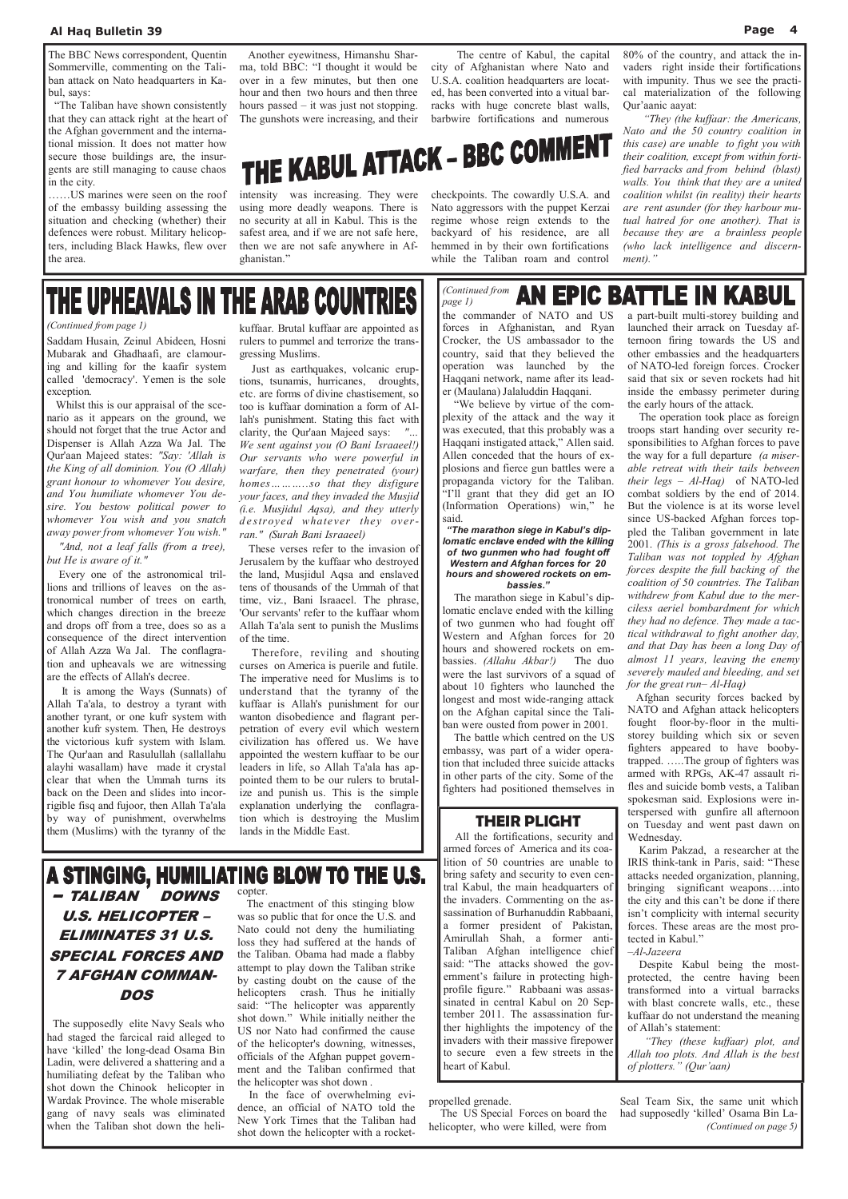# THE KABUL ATTACK – BBC COMMENT

The BBC News correspondent, Quentin Sommerville, commenting on the Taliban attack on Nato headquarters in Kabul, says:

"The Taliban have shown consistently that they can attack right at the heart of the Afghan government and the international mission. It does not matter how secure those buildings are, the insurgents are still managing to cause chaos in the city.

……US marines were seen on the roof of the embassy building assessing the situation and checking (whether) their defences were robust. Military helicopters, including Black Hawks, flew over the area.

Another eyewitness, Himanshu Sharma, told BBC: "I thought it would be over in a few minutes, but then one hour and then two hours and then three hours passed – it was just not stopping. The gunshots were increasing, and their intensity was increasing. They were using more deadly weapons. There is no security at all in Kabul. This is the safest area, and if we are not safe here, then we are not safe anywhere in Afghanistan."

The centre of Kabul, the capital city of Afghanistan where Nato and U.S.A. coalition headquarters are located, has been converted into a vitual barracks with huge concrete blast walls, barbwire fortifications and numerous checkpoints. The cowardly U.S.A. and Nato aggressors with the puppet Kerzai regime whose reign extends to the backyard of his residence, are all hemmed in by their own fortifications while the Taliban roam and control 80% of the country, and attack the invaders right inside their fortifications with impunity. Thus we see the practical materialization of the following Qur'aanic aayat:

*"They (the kuffaar: the Americans, Nato and the 50 country coalition in this case) are unable to fight you with their coalition, except from within fortified barracks and from behind (blast) walls. You think that they are a united coalition whilst (in reality) their hearts are rent asunder (for they harbour mutual hatred for one another). That is because they are a brainless people (who lack intelligence and discernment)."*

# THE UPHEAVALS IN THE ARAB COUNTRIES

*(Continued from page 1)*

Saddam Husain, Zeinul Abideen, Hosni Mubarak and Ghadhaafi, are clamouring and calling for the kaafir system called 'democracy'. Yemen is the sole exception.

Whilst this is our appraisal of the scenario as it appears on the ground, we should not forget that the true Actor and Dispenser is Allah Azza Wa Jal. The Qur'aan Majeed states: *"Say: 'Allah is the King of all dominion. You (O Allah) grant honour to whomever You desire, and You humiliate whomever You desire. You bestow political power to whomever You wish and you snatch away power from whomever You wish."*

*"And, not a leaf falls (from a tree), but He is aware of it."*

Every one of the astronomical trillions and trillions of leaves on the astronomical number of trees on earth, which changes direction in the breeze and drops off from a tree, does so as a consequence of the direct intervention of Allah Azza Wa Jal. The conflagration and upheavals we are witnessing are the effects of Allah's decree.

It is among the Ways (Sunnats) of Allah Ta'ala, to destroy a tyrant with another tyrant, or one kufr system with another kufr system. Then, He destroys the victorious kufr system with Islam. The Qur'aan and Rasulullah (sallallahu alayhi wasallam) have made it crystal clear that when the Ummah turns its back on the Deen and slides into incorrigible fisq and fujoor, then Allah Ta'ala by way of punishment, overwhelms them (Muslims) with the tyranny of the kuffaar. Brutal kuffaar are appointed as rulers to pummel and terrorize the transgressing Muslims.

Just as earthquakes, volcanic eruptions, tsunamis, hurricanes, droughts, etc. are forms of divine chastisement, so too is kuffaar domination a form of Allah's punishment. Stating this fact with clarity, the Qur'aan Majeed says: *"... We sent against you (O Bani Israaeel!) Our servants who were powerful in warfare, then they penetrated (your) homes……….so that they disfigure your faces, and they invaded the Musjid (i.e. Musjidul Aqsa), and they utterly destroyed whatever they overran." (Surah Bani Israaeel)*

These verses refer to the invasion of Jerusalem by the kuffaar who destroyed the land, Musjidul Aqsa and enslaved tens of thousands of the Ummah of that time, viz., Bani Israaeel. The phrase, 'Our servants' refer to the kuffaar whom Allah Ta'ala sent to punish the Muslims of the time.

Therefore, reviling and shouting curses on America is puerile and futile. The imperative need for Muslims is to understand that the tyranny of the kuffaar is Allah's punishment for our wanton disobedience and flagrant perpetration of every evil which western civilization has offered us. We have appointed the western kuffaar to be our leaders in life, so Allah Ta'ala has appointed them to be our rulers to brutalize and punish us. This is the simple explanation underlying the conflagration which is destroying the Muslim lands in the Middle East.

# AN EPIC BATTLE IN KABUL

*(Continued from page 1)*

the commander of NATO and US forces in Afghanistan, and Ryan Crocker, the US ambassador to the country, said that they believed the operation was launched by the Haqqani network, name after its leader (Maulana) Jalaluddin Haqqani.

"We believe by virtue of the complexity of the attack and the way it was executed, that this probably was a Haqqani instigated attack," Allen said. Allen conceded that the hours of explosions and fierce gun battles were a propaganda victory for the Taliban. "I'll grant that they did get an IO (Information Operations) win," he said.

***"The marathon siege in Kabul's diplomatic enclave ended with the killing of two gunmen who had fought off Western and Afghan forces for 20 hours and showered rockets on embassies."***

The marathon siege in Kabul's diplomatic enclave ended with the killing of two gunmen who had fought off Western and Afghan forces for 20 hours and showered rockets on embassies. *(Allahu Akbar!)* The duo were the last survivors of a squad of about 10 fighters who launched the longest and most wide-ranging attack on the Afghan capital since the Taliban were ousted from power in 2001.

The battle which centred on the US embassy, was part of a wider operation that included three suicide attacks in other parts of the city. Some of the fighters had positioned themselves in a part-built multi-storey building and launched their arrack on Tuesday afternoon firing towards the US and other embassies and the headquarters of NATO-led foreign forces. Crocker said that six or seven rockets had hit inside the embassy perimeter during the early hours of the attack.

The operation took place as foreign troops start handing over security responsibilities to Afghan forces to pave the way for a full departure *(a miserable retreat with their tails between their legs – Al-Haq)* of NATO-led combat soldiers by the end of 2014. But the violence is at its worse level since US-backed Afghan forces toppled the Taliban government in late 2001. *(This is a gross falsehood. The Taliban was not toppled by Afghan forces despite the full backing of the coalition of 50 countries. The Taliban withdrew from Kabul due to the merciless aeriel bombardment for which they had no defence. They made a tactical withdrawal to fight another day, and that Day has been a long Day of almost 11 years, leaving the enemy severely mauled and bleeding, and set for the great run– Al-Haq)*

Afghan security forces backed by NATO and Afghan attack helicopters fought floor-by-floor in the multi-storey building which six or seven fighters appeared to have booby-trapped. …..The group of fighters was armed with RPGs, AK-47 assault rifles and suicide bomb vests, a Taliban spokesman said. Explosions were interspersed with gunfire all afternoon on Tuesday and went past dawn on Wednesday.

Karim Pakzad, a researcher at the IRIS think-tank in Paris, said: "These attacks needed organization, planning, bringing significant weapons….into the city and this can't be done if there isn't complicity with internal security forces. These areas are the most protected in Kabul."

*–Al-Jazeera*

Despite Kabul being the most-protected, the centre having been transformed into a virtual barracks with blast concrete walls, etc., these kuffaar do not understand the meaning of Allah's statement:

*"They (these kuffaar) plot, and Allah too plots. And Allah is the best of plotters." (Qur'aan)*

## THEIR PLIGHT

All the fortifications, security and armed forces of America and its coalition of 50 countries are unable to bring safety and security to even central Kabul, the main headquarters of the invaders. Commenting on the assassination of Burhanuddin Rabbaani, a former president of Pakistan, Amirullah Shah, a former anti-Taliban Afghan intelligence chief said: "The attacks showed the government's failure in protecting high-profile figure." Rabbaani was assassinated in central Kabul on 20 September 2011. The assassination further highlights the impotency of the invaders with their massive firepower to secure even a few streets in the heart of Kabul.

# A STINGING, HUMILIATING BLOW TO THE U.S.

## – TALIBAN DOWNS U.S. HELICOPTER – ELIMINATES 31 U.S. SPECIAL FORCES AND 7 AFGHAN COMMANDOS

The supposedly elite Navy Seals who had staged the farcical raid alleged to have 'killed' the long-dead Osama Bin Ladin, were delivered a shattering and a humiliating defeat by the Taliban who shot down the Chinook helicopter in Wardak Province. The whole miserable gang of navy seals was eliminated when the Taliban shot down the helicopter.

The enactment of this stinging blow was so public that for once the U.S. and Nato could not deny the humiliating loss they had suffered at the hands of the Taliban. Obama had made a flabby attempt to play down the Taliban strike by casting doubt on the cause of the helicopters crash. Thus he initially said: "The helicopter was apparently shot down." While initially neither the US nor Nato had confirmed the cause of the helicopter's downing, witnesses, officials of the Afghan puppet government and the Taliban confirmed that the helicopter was shot down .

In the face of overwhelming evidence, an official of NATO told the New York Times that the Taliban had shot down the helicopter with a rocket-propelled grenade.

The US Special Forces on board the helicopter, who were killed, were from Seal Team Six, the same unit which had supposedly 'killed' Osama Bin La-

*(Continued on page 5)*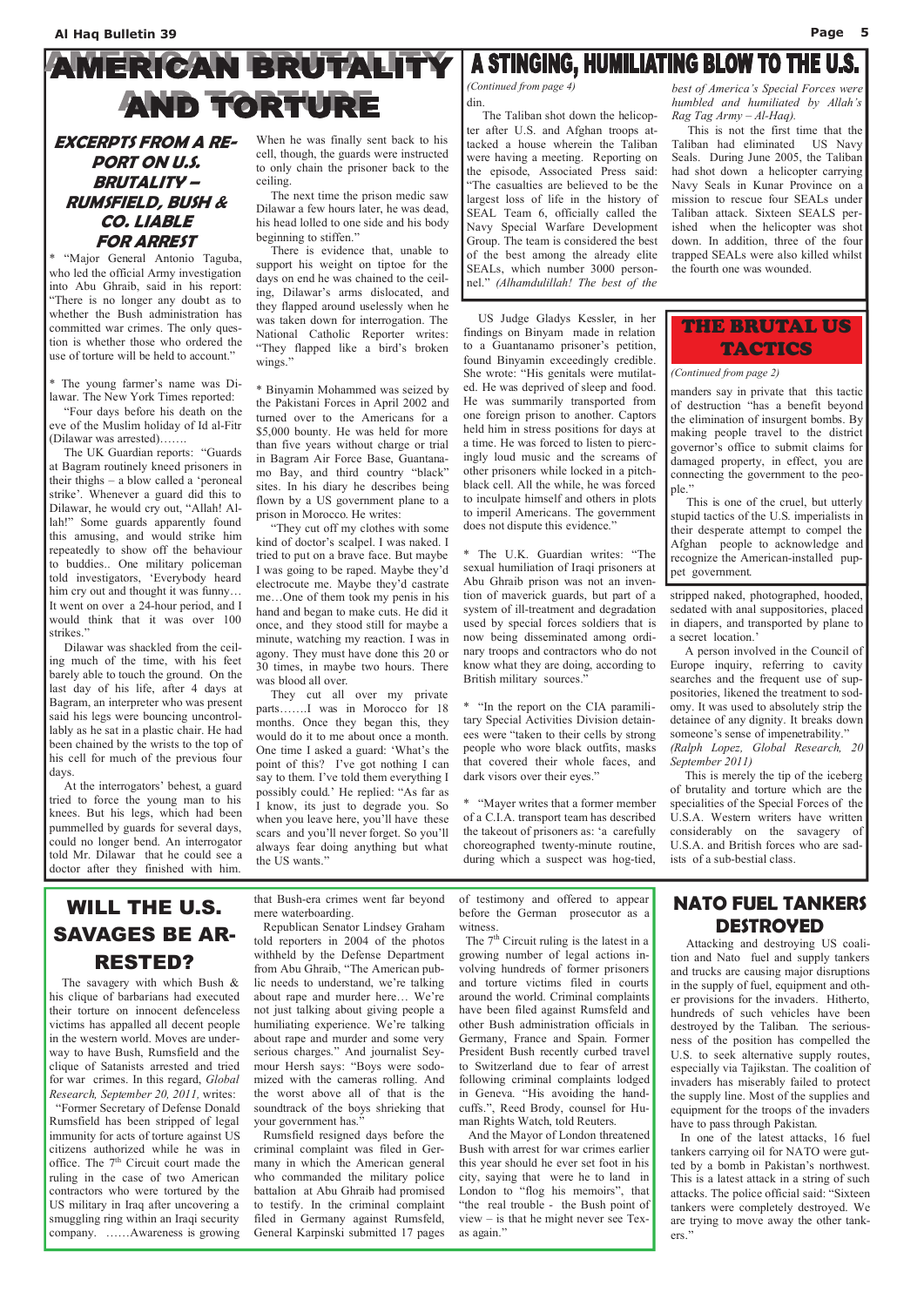# AMERICAN BRUTALITY AND TORTURE

## EXCERPTS FROM A REPORT ON U.S. BRUTALITY – RUMSFELD, BUSH & CO. LIABLE FOR ARREST

* "Major General Antonio Taguba, who led the official Army investigation into Abu Ghraib, said in his report: "There is no longer any doubt as to whether the Bush administration has committed war crimes. The only question is whether those who ordered the use of torture will be held to account."

* The young farmer's name was Dilawar. The New York Times reported:

"Four days before his death on the eve of the Muslim holiday of Id al-Fitr (Dilawar was arrested)…….

The UK Guardian reports: "Guards at Bagram routinely kneed prisoners in their thighs – a blow called a 'peroneal strike'. Whenever a guard did this to Dilawar, he would cry out, "Allah! Allah!" Some guards apparently found this amusing, and would strike him repeatedly to show off the behaviour to buddies.. One military policeman told investigators, 'Everybody heard him cry out and thought it was funny… It went on over a 24-hour period, and I would think that it was over 100 strikes."

Dilawar was shackled from the ceiling much of the time, with his feet barely able to touch the ground. On the last day of his life, after 4 days at Bagram, an interpreter who was present said his legs were bouncing uncontrollably as he sat in a plastic chair. He had been chained by the wrists to the top of his cell for much of the previous four days.

At the interrogators' behest, a guard tried to force the young man to his knees. But his legs, which had been pummelled by guards for several days, could no longer bend. An interrogator told Mr. Dilawar that he could see a doctor after they finished with him. When he was finally sent back to his cell, though, the guards were instructed to only chain the prisoner back to the ceiling.

The next time the prison medic saw Dilawar a few hours later, he was dead, his head lolled to one side and his body beginning to stiffen."

There is evidence that, unable to support his weight on tiptoe for the days on end he was chained to the ceiling, Dilawar's arms dislocated, and they flapped around uselessly when he was taken down for interrogation. The National Catholic Reporter writes: "They flapped like a bird's broken wings."

* Binyamin Mohammed was seized by the Pakistani Forces in April 2002 and turned over to the Americans for a $5,000 bounty. He was held for more than five years without charge or trial in Bagram Air Force Base, Guantanamo Bay, and third country "black" sites. In his diary he describes being flown by a US government plane to a prison in Morocco. He writes:

"They cut off my clothes with some kind of doctor's scalpel. I was naked. I tried to put on a brave face. But maybe I was going to be raped. Maybe they'd electrocute me. Maybe they'd castrate me…One of them took my penis in his hand and began to make cuts. He did it once, and they stood still for maybe a minute, watching my reaction. I was in agony. They must have done this 20 or 30 times, in maybe two hours. There was blood all over.

They cut all over my private parts…….I was in Morocco for 18 months. Once they began this, they would do it to me about once a month. One time I asked a guard: 'What's the point of this? I've got nothing I can say to them. I've told them everything I possibly could.' He replied: "As far as I know, its just to degrade you. So when you leave here, you'll have these scars and you'll never forget. So you'll always fear doing anything but what the US wants."

US Judge Gladys Kessler, in her findings on Binyam made in relation to a Guantanamo prisoner's petition, found Binyamin exceedingly credible. She wrote: "His genitals were mutilated. He was deprived of sleep and food. He was summarily transported from one foreign prison to another. Captors held him in stress positions for days at a time. He was forced to listen to piercingly loud music and the screams of other prisoners while locked in a pitch-black cell. All the while, he was forced to inculpate himself and others in plots to imperil Americans. The government does not dispute this evidence."

* The U.K. Guardian writes: "The sexual humiliation of Iraqi prisoners at Abu Ghraib prison was not an invention of maverick guards, but part of a system of ill-treatment and degradation used by special forces soldiers that is now being disseminated among ordinary troops and contractors who do not know what they are doing, according to British military sources."

* "In the report on the CIA paramilitary Special Activities Division detainees were "taken to their cells by strong people who wore black outfits, masks that covered their whole faces, and dark visors over their eyes."

* "Mayer writes that a former member of a C.I.A. transport team has described the takeout of prisoners as: 'a carefully choreographed twenty-minute routine, during which a suspect was hog-tied, stripped naked, photographed, hooded, sedated with anal suppositories, placed in diapers, and transported by plane to a secret location.'

A person involved in the Council of Europe inquiry, referring to cavity searches and the frequent use of suppositories, likened the treatment to sodomy. It was used to absolutely strip the detainee of any dignity. It breaks down someone's sense of impenetrability." *(Ralph Lopez, Global Research, 20 September 2011)*

This is merely the tip of the iceberg of brutality and torture which are the specialities of the Special Forces of the U.S.A. Western writers have written considerably on the savagery of U.S.A. and British forces who are sadists of a sub-bestial class.

# A STINGING, HUMILIATING BLOW TO THE U.S.

*(Continued from page 4)*

din.

The Taliban shot down the helicopter after U.S. and Afghan troops attacked a house wherein the Taliban were having a meeting. Reporting on the episode, Associated Press said: "The casualties are believed to be the largest loss of life in the history of SEAL Team 6, officially called the Navy Special Warfare Development Group. The team is considered the best of the best among the already elite SEALs, which number 3000 personnel." *(Alhamdulillah! The best of the best of America's Special Forces were humbled and humiliated by Allah's Rag Tag Army – Al-Haq).*

This is not the first time that the Taliban had eliminated US Navy Seals. During June 2005, the Taliban had shot down a helicopter carrying Navy Seals in Kunar Province on a mission to rescue four SEALs under Taliban attack. Sixteen SEALS perished when the helicopter was shot down. In addition, three of the four trapped SEALs were also killed whilst the fourth one was wounded.

# THE BRUTAL US TACTICS

*(Continued from page 2)*

manders say in private that this tactic of destruction "has a benefit beyond the elimination of insurgent bombs. By making people travel to the district governor's office to submit claims for damaged property, in effect, you are connecting the government to the people."

This is one of the cruel, but utterly stupid tactics of the U.S. imperialists in their desperate attempt to compel the Afghan people to acknowledge and recognize the American-installed puppet government.

# WILL THE U.S. SAVAGES BE ARRESTED?

The savagery with which Bush & his clique of barbarians has executed their torture on innocent defenceless victims has appalled all decent people in the western world. Moves are underway to have Bush, Rumsfield and the clique of Satanists arrested and tried for war crimes. In this regard, *Global Research, September 20, 2011,* writes:

"Former Secretary of Defense Donald Rumsfeld has been stripped of legal immunity for acts of torture against US citizens authorized while he was in office. The 7[th] Circuit court made the ruling in the case of two American contractors who were tortured by the US military in Iraq after uncovering a smuggling ring within an Iraqi security company. ……Awareness is growing that Bush-era crimes went far beyond mere waterboarding.

Republican Senator Lindsey Graham told reporters in 2004 of the photos withheld by the Defense Department from Abu Ghraib, "The American public needs to understand, we're talking about rape and murder here… We're not just talking about giving people a humiliating experience. We're talking about rape and murder and some very serious charges." And journalist Seymour Hersh says: "Boys were sodomized with the cameras rolling. And the worst above all of that is the soundtrack of the boys shrieking that your government has."

Rumsfield resigned days before the criminal complaint was filed in Germany in which the American general who commanded the military police battalion at Abu Ghraib had promised to testify. In the criminal complaint filed in Germany against Rumsfeld, General Karpinski submitted 17 pages of testimony and offered to appear before the German prosecutor as a witness.

The 7[th] Circuit ruling is the latest in a growing number of legal actions involving hundreds of former prisoners and torture victims filed in courts around the world. Criminal complaints have been filed against Rumsfeld and other Bush administration officials in Germany, France and Spain. Former President Bush recently curbed travel to Switzerland due to fear of arrest following criminal complaints lodged in Geneva. "His avoiding the handcuffs.", Reed Brody, counsel for Human Rights Watch, told Reuters.

And the Mayor of London threatened Bush with arrest for war crimes earlier this year should he ever set foot in his city, saying that were he to land in London to "flog his memoirs", that "the real trouble - the Bush point of view – is that he might never see Texas again."

# NATO FUEL TANKERS DESTROYED

Attacking and destroying US coalition and Nato fuel and supply tankers and trucks are causing major disruptions in the supply of fuel, equipment and other provisions for the invaders. Hitherto, hundreds of such vehicles have been destroyed by the Taliban. The seriousness of the position has compelled the U.S. to seek alternative supply routes, especially via Tajikstan. The coalition of invaders has miserably failed to protect the supply line. Most of the supplies and equipment for the troops of the invaders have to pass through Pakistan.

In one of the latest attacks, 16 fuel tankers carrying oil for NATO were gutted by a bomb in Pakistan's northwest. This is a latest attack in a string of such attacks. The police official said: "Sixteen tankers were completely destroyed. We are trying to move away the other tankers."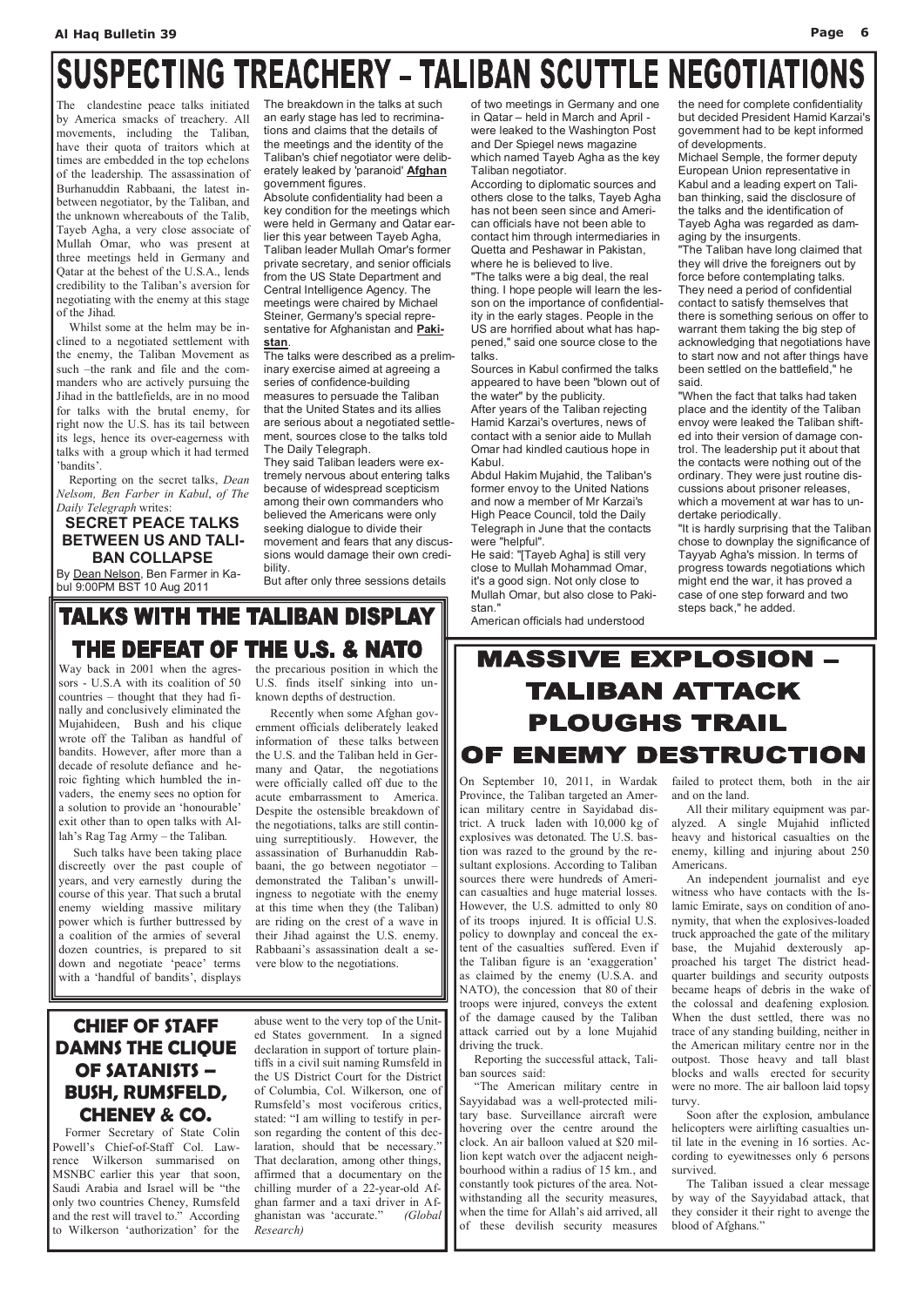# SUSPECTING TREACHERY – TALIBAN SCUTTLE NEGOTIATIONS

The clandestine peace talks initiated by America smacks of treachery. All movements, including the Taliban, have their quota of traitors which at times are embedded in the top echelons of the leadership. The assassination of Burhanuddin Rabbaani, the latest in-between negotiator, by the Taliban, and the unknown whereabouts of the Talib, Tayeb Agha, a very close associate of Mullah Omar, who was present at three meetings held in Germany and Qatar at the behest of the U.S.A., lends credibility to the Taliban's aversion for negotiating with the enemy at this stage of the Jihad.

Whilst some at the helm may be inclined to a negotiated settlement with the enemy, the Taliban Movement as such –the rank and file and the commanders who are actively pursuing the Jihad in the battlefields, are in no mood for talks with the brutal enemy, for right now the U.S. has its tail between its legs, hence its over-eagerness with talks with a group which it had termed 'bandits'.

Reporting on the secret talks, *Dean Nelson, Ben Farber in Kabul*, *of The Daily Telegraph* writes:

### SECRET PEACE TALKS BETWEEN US AND TALIBAN COLLAPSE

By Dean Nelson, Ben Farmer in Kabul 9:00PM BST 10 Aug 2011

The breakdown in the talks at such an early stage has led to recriminations and claims that the details of the meetings and the identity of the Taliban's chief negotiator were deliberately leaked by 'paranoid' **Afghan** government figures.

Absolute confidentiality had been a key condition for the meetings which were held in Germany and Qatar earlier this year between Tayeb Agha, Taliban leader Mullah Omar's former private secretary, and senior officials from the US State Department and Central Intelligence Agency. The meetings were chaired by Michael Steiner, Germany's special representative for Afghanistan and **Pakistan**.

The talks were described as a preliminary exercise aimed at agreeing a series of confidence-building measures to persuade the Taliban that the United States and its allies are serious about a negotiated settlement, sources close to the talks told The Daily Telegraph.

They said Taliban leaders were extremely nervous about entering talks because of widespread scepticism among their own commanders who believed the Americans were only seeking dialogue to divide their movement and fears that any discussions would damage their own credibility.

But after only three sessions details of two meetings in Germany and one in Qatar – held in March and April - were leaked to the Washington Post and Der Spiegel news magazine which named Tayeb Agha as the key Taliban negotiator.

According to diplomatic sources and others close to the talks, Tayeb Agha has not been seen since and American officials have not been able to contact him through intermediaries in Quetta and Peshawar in Pakistan, where he is believed to live.

"The talks were a big deal, the real thing. I hope people will learn the lesson on the importance of confidentiality in the early stages. People in the US are horrified about what has happened," said one source close to the talks.

Sources in Kabul confirmed the talks appeared to have been "blown out of the water" by the publicity.

After years of the Taliban rejecting Hamid Karzai's overtures, news of contact with a senior aide to Mullah Omar had kindled cautious hope in Kabul.

Abdul Hakim Mujahid, the Taliban's former envoy to the United Nations and now a member of Mr Karzai's High Peace Council, told the Daily Telegraph in June that the contacts were "helpful".

He said: "[Tayeb Agha] is still very close to Mullah Mohammad Omar, it's a good sign. Not only close to Mullah Omar, but also close to Pakistan."

American officials had understood the need for complete confidentiality but decided President Hamid Karzai's government had to be kept informed of developments.

Michael Semple, the former deputy European Union representative in Kabul and a leading expert on Taliban thinking, said the disclosure of the talks and the identification of Tayeb Agha was regarded as damaging by the insurgents.

"The Taliban have long claimed that they will drive the foreigners out by force before contemplating talks. They need a period of confidential contact to satisfy themselves that there is something serious on offer to warrant them taking the big step of acknowledging that negotiations have to start now and not after things have been settled on the battlefield," he said.

"When the fact that talks had taken place and the identity of the Taliban envoy were leaked the Taliban shifted into their version of damage control. The leadership put it about that the contacts were nothing out of the ordinary. They were just routine discussions about prisoner releases, which a movement at war has to undertake periodically.

"It is hardly surprising that the Taliban chose to downplay the significance of Tayyab Agha's mission. In terms of progress towards negotiations which might end the war, it has proved a case of one step forward and two steps back," he added.

# TALKS WITH THE TALIBAN DISPLAY THE DEFEAT OF THE U.S. & NATO

Way back in 2001 when the agressors - U.S.A with its coalition of 50 countries – thought that they had finally and conclusively eliminated the Mujahideen, Bush and his clique wrote off the Taliban as handful of bandits. However, after more than a decade of resolute defiance and heroic fighting which humbled the invaders, the enemy sees no option for a solution to provide an 'honourable' exit other than to open talks with Allah's Rag Tag Army – the Taliban.

Such talks have been taking place discreetly over the past couple of years, and very earnestly during the course of this year. That such a brutal enemy wielding massive military power which is further buttressed by a coalition of the armies of several dozen countries, is prepared to sit down and negotiate 'peace' terms with a 'handful of bandits', displays the precarious position in which the U.S. finds itself sinking into unknown depths of destruction.

Recently when some Afghan government officials deliberately leaked information of these talks between the U.S. and the Taliban held in Germany and Qatar, the negotiations were officially called off due to the acute embarrassment to America. Despite the ostensible breakdown of the negotiations, talks are still continuing surreptitiously. However, the assassination of Burhanuddin Rabbaani, the go between negotiator – demonstrated the Taliban's unwillingness to negotiate with the enemy at this time when they (the Taliban) are riding on the crest of a wave in their Jihad against the U.S. enemy. Rabbaani's assassination dealt a severe blow to the negotiations.

# MASSIVE EXPLOSION – TALIBAN ATTACK PLOUGHS TRAIL OF ENEMY DESTRUCTION

On September 10, 2011, in Wardak Province, the Taliban targeted an American military centre in Sayidabad district. A truck laden with 10,000 kg of explosives was detonated. The U.S. bastion was razed to the ground by the resultant explosions. According to Taliban sources there were hundreds of American casualties and huge material losses. However, the U.S. admitted to only 80 of its troops injured. It is official U.S. policy to downplay and conceal the extent of the casualties suffered. Even if the Taliban figure is an 'exaggeration' as claimed by the enemy (U.S.A. and NATO), the concession that 80 of their troops were injured, conveys the extent of the damage caused by the Taliban attack carried out by a lone Mujahid driving the truck.

Reporting the successful attack, Taliban sources said:

"The American military centre in Sayyidabad was a well-protected military base. Surveillance aircraft were hovering over the centre around the clock. An air balloon valued at $20 million kept watch over the adjacent neighbourhood within a radius of 15 km., and constantly took pictures of the area. Notwithstanding all the security measures, when the time for Allah's aid arrived, all of these devilish security measures failed to protect them, both in the air and on the land.

All their military equipment was paralyzed. A single Mujahid inflicted heavy and historical casualties on the enemy, killing and injuring about 250 Americans.

An independent journalist and eye witness who have contacts with the Islamic Emirate, says on condition of anonymity, that when the explosives-loaded truck approached the gate of the military base, the Mujahid dexterously approached his target The district headquarter buildings and security outposts became heaps of debris in the wake of the colossal and deafening explosion. When the dust settled, there was no trace of any standing building, neither in the American military centre nor in the outpost. Those heavy and tall blast blocks and walls erected for security were no more. The air balloon laid topsy turvy.

Soon after the explosion, ambulance helicopters were airlifting casualties until late in the evening in 16 sorties. According to eyewitnesses only 6 persons survived.

The Taliban issued a clear message by way of the Sayyidabad attack, that they consider it their right to avenge the blood of Afghans."

# CHIEF OF STAFF DAMNS THE CLIQUE OF SATANISTS – BUSH, RUMSFELD, CHENEY & CO.

Former Secretary of State Colin Powell's Chief-of-Staff Col. Lawrence Wilkerson summarised on MSNBC earlier this year that soon, Saudi Arabia and Israel will be "the only two countries Cheney, Rumsfeld and the rest will travel to." According to Wilkerson 'authorization' for the abuse went to the very top of the United States government. In a signed declaration in support of torture plaintiffs in a civil suit naming Rumsfeld in the US District Court for the District of Columbia, Col. Wilkerson, one of Rumsfeld's most vociferous critics, stated: "I am willing to testify in person regarding the content of this declaration, should that be necessary." That declaration, among other things, affirmed that a documentary on the chilling murder of a 22-year-old Afghan farmer and a taxi driver in Afghanistan was 'accurate." *(Global Research)*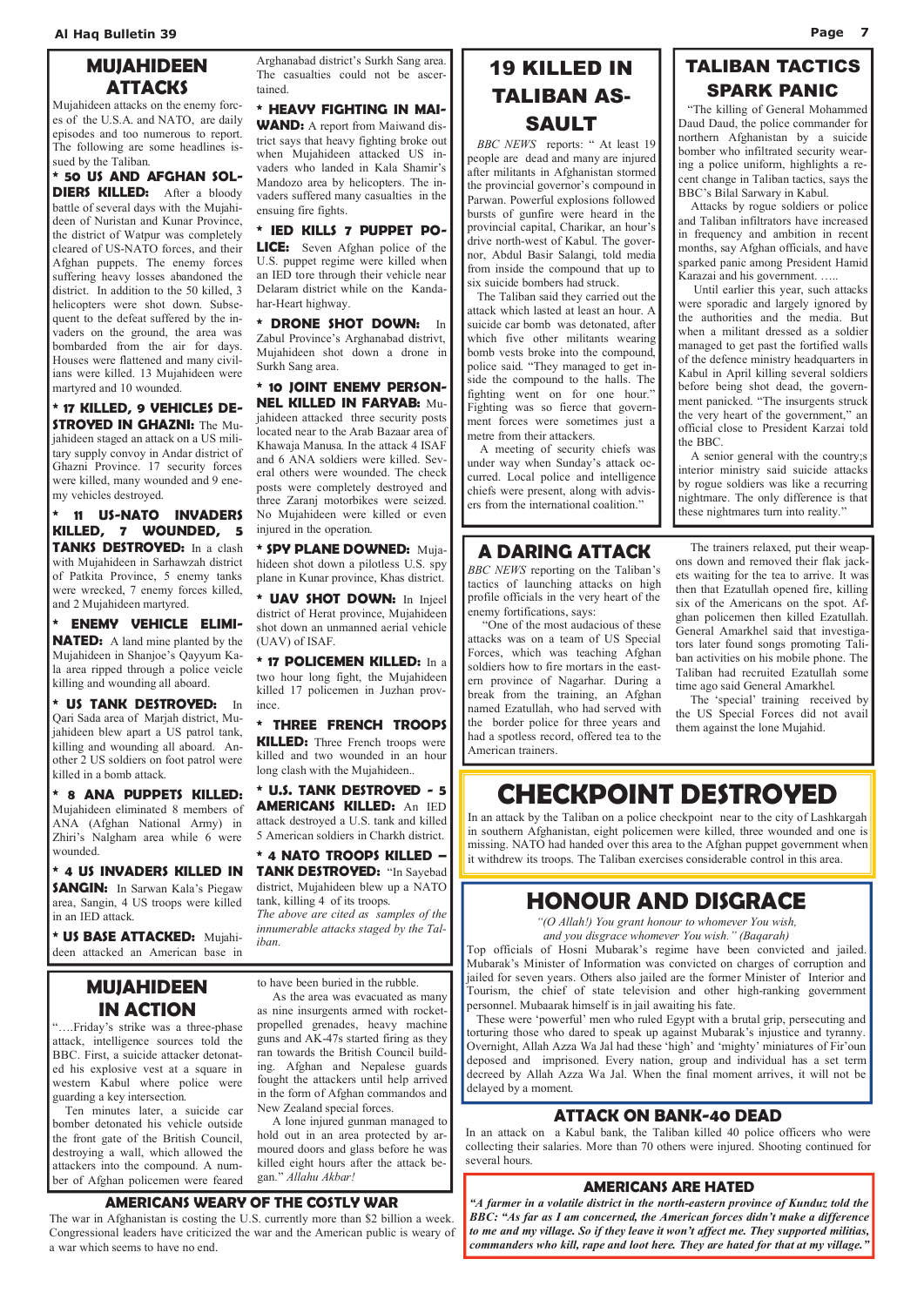## MUJAHIDEEN ATTACKS

Mujahideen attacks on the enemy forces of the U.S.A. and NATO, are daily episodes and too numerous to report. The following are some headlines issued by the Taliban.

**\* 50 US AND AFGHAN SOLDIERS KILLED:** After a bloody battle of several days with the Mujahideen of Nuristan and Kunar Province, the district of Watpur was completely cleared of US-NATO forces, and their Afghan puppets. The enemy forces suffering heavy losses abandoned the district. In addition to the 50 killed, 3 helicopters were shot down. Subsequent to the defeat suffered by the invaders on the ground, the area was bombarded from the air for days. Houses were flattened and many civilians were killed. 13 Mujahideen were martyred and 10 wounded.

**\* 17 KILLED, 9 VEHICLES DESTROYED IN GHAZNI:** The Mujahideen staged an attack on a US military supply convoy in Andar district of Ghazni Province. 17 security forces were killed, many wounded and 9 enemy vehicles destroyed.

**\* 11 US-NATO INVADERS KILLED, 7 WOUNDED, 5 TANKS DESTROYED:** In a clash with Mujahideen in Sarhawzah district of Patkita Province, 5 enemy tanks were wrecked, 7 enemy forces killed, and 2 Mujahideen martyred.

**\* ENEMY VEHICLE ELIMINATED:** A land mine planted by the Mujahideen in Shanjoe's Qayyum Kala area ripped through a police veicle killing and wounding all aboard.

**\* US TANK DESTROYED:** In Qari Sada area of Marjah district, Mujahideen blew apart a US patrol tank, killing and wounding all aboard. Another 2 US soldiers on foot patrol were killed in a bomb attack.

**\* 8 ANA PUPPETS KILLED:** Mujahideen eliminated 8 members of ANA (Afghan National Army) in Zhiri's Nalgham area while 6 were wounded.

**\* 4 US INVADERS KILLED IN SANGIN:** In Sarwan Kala's Piegaw area, Sangin, 4 US troops were killed in an IED attack.

**\* US BASE ATTACKED:** Mujahideen attacked an American base in Arghanabad district's Surkh Sang area. The casualties could not be ascertained.

**\* HEAVY FIGHTING IN MAIWAND:** A report from Maiwand district says that heavy fighting broke out when Mujahideen attacked US invaders who landed in Kala Shamir's Mandozo area by helicopters. The invaders suffered many casualties in the ensuing fire fights.

**\* IED KILLS 7 PUPPET POLICE:** Seven Afghan police of the U.S. puppet regime were killed when an IED tore through their vehicle near Delaram district while on the Kandahar-Heart highway.

**\* DRONE SHOT DOWN:** In Zabul Province's Arghanabad distrivt, Mujahideen shot down a drone in Surkh Sang area.

**\* 10 JOINT ENEMY PERSONNEL KILLED IN FARYAB:** Mujahideen attacked three security posts located near to the Arab Bazaar area of Khawaja Manusa. In the attack 4 ISAF and 6 ANA soldiers were killed. Several others were wounded. The check posts were completely destroyed and three Zaranj motorbikes were seized. No Mujahideen were killed or even injured in the operation.

**\* SPY PLANE DOWNED:** Mujahideen shot down a pilotless U.S. spy plane in Kunar province, Khas district.

**\* UAV SHOT DOWN:** In Injeel district of Herat province, Mujahideen shot down an unmanned aerial vehicle (UAV) of ISAF.

**\* 17 POLICEMEN KILLED:** In a two hour long fight, the Mujahideen killed 17 policemen in Juzhan province.

**\* THREE FRENCH TROOPS KILLED:** Three French troops were killed and two wounded in an hour long clash with the Mujahideen..

**\* U.S. TANK DESTROYED - 5 AMERICANS KILLED:** An IED attack destroyed a U.S. tank and killed 5 American soldiers in Charkh district.

**\* 4 NATO TROOPS KILLED – TANK DESTROYED:** "In Sayebad district, Mujahideen blew up a NATO tank, killing 4 of its troops.

*The above are cited as samples of the innumerable attacks staged by the Taliban.*

## MUJAHIDEEN IN ACTION

"….Friday's strike was a three-phase attack, intelligence sources told the BBC. First, a suicide attacker detonated his explosive vest at a square in western Kabul where police were guarding a key intersection.

Ten minutes later, a suicide car bomber detonated his vehicle outside the front gate of the British Council, destroying a wall, which allowed the attackers into the compound. A number of Afghan policemen were feared to have been buried in the rubble.

As the area was evacuated as many as nine insurgents armed with rocket-propelled grenades, heavy machine guns and AK-47s started firing as they ran towards the British Council building. Afghan and Nepalese guards fought the attackers until help arrived in the form of Afghan commandos and New Zealand special forces.

A lone injured gunman managed to hold out in an area protected by armoured doors and glass before he was killed eight hours after the attack began." *Allahu Akbar!*

### AMERICANS WEARY OF THE COSTLY WAR

The war in Afghanistan is costing the U.S. currently more than $2 billion a week. Congressional leaders have criticized the war and the American public is weary of a war which seems to have no end.

## 19 KILLED IN TALIBAN ASSAULT

*BBC NEWS* reports: " At least 19 people are dead and many are injured after militants in Afghanistan stormed the provincial governor's compound in Parwan. Powerful explosions followed bursts of gunfire were heard in the provincial capital, Charikar, an hour's drive north-west of Kabul. The governor, Abdul Basir Salangi, told media from inside the compound that up to six suicide bombers had struck.

The Taliban said they carried out the attack which lasted at least an hour. A suicide car bomb was detonated, after which five other militants wearing bomb vests broke into the compound, police said. "They managed to get inside the compound to the halls. The fighting went on for one hour." Fighting was so fierce that government forces were sometimes just a metre from their attackers.

A number of security chiefs was under way when Sunday's attack occurred. Local police and intelligence chiefs were present, along with advisers from the international coalition."

## TALIBAN TACTICS SPARK PANIC

"The killing of General Mohammed Daud Daud, the police commander for northern Afghanistan by a suicide bomber who infiltrated security wearing a police uniform, highlights a recent change in Taliban tactics, says the BBC's Bilal Sarwary in Kabul.

Attacks by rogue soldiers or police and Taliban infiltrators have increased in frequency and ambition in recent months, say Afghan officials, and have sparked panic among President Hamid Karazai and his government. …..

Until earlier this year, such attacks were sporadic and largely ignored by the authorities and the media. But when a militant dressed as a soldier managed to get past the fortified walls of the defence ministry headquarters in Kabul in April killing several soldiers before being shot dead, the government panicked. "The insurgents struck the very heart of the government," an official close to President Karzai told the BBC.

A senior general with the country;s interior ministry said suicide attacks by rogue soldiers was like a recurring nightmare. The only difference is that these nightmares turn into reality."

## A DARING ATTACK

*BBC NEWS* reporting on the Taliban's tactics of launching attacks on high profile officials in the very heart of the enemy fortifications, says:

"One of the most audacious of these attacks was on a team of US Special Forces, which was teaching Afghan soldiers how to fire mortars in the eastern province of Nagarhar. During a break from the training, an Afghan named Ezatullah, who had served with the border police for three years and had a spotless record, offered tea to the American trainers.

The trainers relaxed, put their weapons down and removed their flak jackets waiting for the tea to arrive. It was then that Ezatullah opened fire, killing six of the Americans on the spot. Afghan policemen then killed Ezatullah. General Amarkhel said that investigators later found songs promoting Taliban activities on his mobile phone. The Taliban had recruited Ezatullah some time ago said General Amarkhel.

The 'special' training received by the US Special Forces did not avail them against the lone Mujahid.

## CHECKPOINT DESTROYED

In an attack by the Taliban on a police checkpoint near to the city of Lashkargah in southern Afghanistan, eight policemen were killed, three wounded and one is missing. NATO had handed over this area to the Afghan puppet government when it withdrew its troops. The Taliban exercises considerable control in this area.

## HONOUR AND DISGRACE

*"(O Allah!) You grant honour to whomever You wish,*
*and you disgrace whomever You wish." (Baqarah)*

Top officials of Hosni Mubarak's regime have been convicted and jailed. Mubarak's Minister of Information was convicted on charges of corruption and jailed for seven years. Others also jailed are the former Minister of Interior and Tourism, the chief of state television and other high-ranking government personnel. Mubaarak himself is in jail awaiting his fate.

These were 'powerful' men who ruled Egypt with a brutal grip, persecuting and torturing those who dared to speak up against Mubarak's injustice and tyranny. Overnight, Allah Azza Wa Jal had these 'high' and 'mighty' miniatures of Fir'oun deposed and imprisoned. Every nation, group and individual has a set term decreed by Allah Azza Wa Jal. When the final moment arrives, it will not be delayed by a moment.

### ATTACK ON BANK-40 DEAD

In an attack on a Kabul bank, the Taliban killed 40 police officers who were collecting their salaries. More than 70 others were injured. Shooting continued for several hours.

### AMERICANS ARE HATED

***"A farmer in a volatile district in the north-eastern province of Kunduz told the BBC: "As far as I am concerned, the American forces didn't make a difference to me and my village. So if they leave it won't affect me. They supported militias, commanders who kill, rape and loot here. They are hated for that at my village."***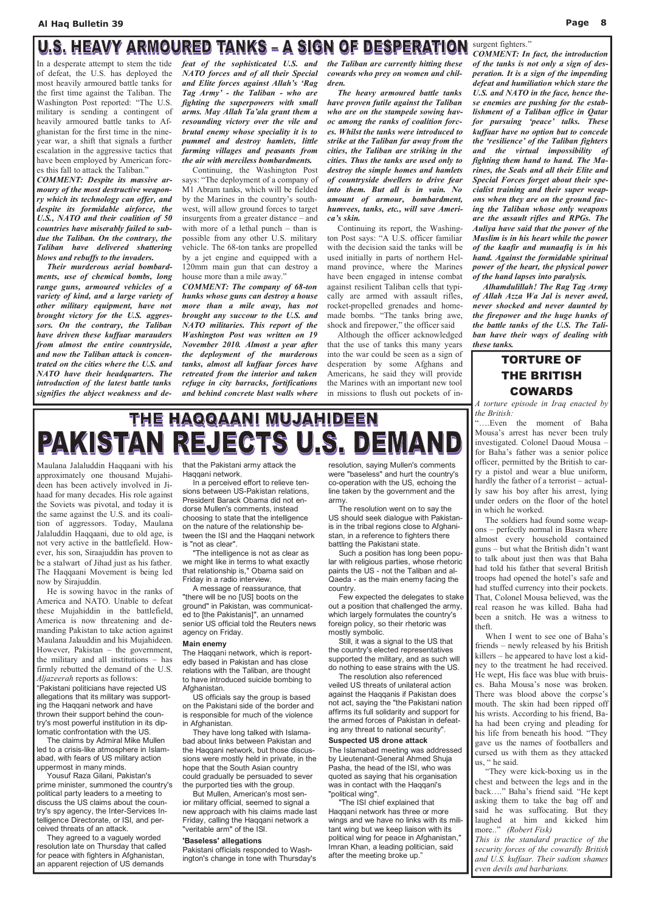# U.S. HEAVY ARMOURED TANKS – A SIGN OF DESPERATION

In a desperate attempt to stem the tide of defeat, the U.S. has deployed the most heavily armoured battle tanks for the first time against the Taliban. The Washington Post reported: "The U.S. military is sending a contingent of heavily armoured battle tanks to Afghanistan for the first time in the nine-year war, a shift that signals a further escalation in the aggressive tactics that have been employed by American forces this fall to attack the Taliban."

***COMMENT: Despite its massive armoury of the most destructive weaponry which its technology can offer, and despite its formidable airforce, the U.S., NATO and their coalition of 50 countries have miserably failed to subdue the Taliban. On the contrary, the Taliban have delivered shattering blows and rebuffs to the invaders.***

***Their murderous aerial bombardments, use of chemical bombs, long range guns, armoured vehicles of a variety of kind, and a large variety of other military equipment, have not brought victory for the U.S. aggressors. On the contrary, the Taliban have driven these kuffaar marauders from almost the entire countryside, and now the Taliban attack is concentrated on the cities where the U.S. and NATO have their headquarters. The introduction of the latest battle tanks signifies the abject weakness and defeat of the sophisticated U.S. and NATO forces and of all their Special and Elite forces against Allah's 'Rag Tag Army' - the Taliban - who are fighting the superpowers with small arms. May Allah Ta'ala grant them a resounding victory over the vile and brutal enemy whose speciality it is to pummel and destroy hamlets, little farming villages and peasants from the air with merciless bombardments.***

Continuing, the Washington Post says: "The deployment of a company of M1 Abram tanks, which will be fielded by the Marines in the country's southwest, will allow ground forces to target insurgents from a greater distance – and with more of a lethal punch – than is possible from any other U.S. military vehicle. The 68-ton tanks are propelled by a jet engine and equipped with a 120mm main gun that can destroy a house more than a mile away."

***COMMENT: The company of 68-ton hunks whose guns can destroy a house more than a mile away, has not brought any succour to the U.S. and NATO militaries. This report of the Washington Post was written on 19 November 2010. Almost a year after the deployment of the murderous tanks, almost all kuffaar forces have retreated from the interior and taken refuge in city barracks, fortifications and behind concrete blast walls where the Taliban are currently hitting these cowards who prey on women and children.***

***The heavy armoured battle tanks have proven futile against the Taliban who are on the stampede sowing havoc among the ranks of coalition forces. Whilst the tanks were introduced to strike at the Taliban far away from the cities, the Taliban are striking in the cities. Thus the tanks are used only to destroy the simple homes and hamlets of countryside dwellers to drive fear into them. But all is in vain. No amount of armour, bombardment, humvees, tanks, etc., will save America's skin.***

Continuing its report, the Washington Post says: "A U.S. officer familiar with the decision said the tanks will be used initially in parts of northern Helmand province, where the Marines have been engaged in intense combat against resilient Taliban cells that typically are armed with assault rifles, rocket-propelled grenades and homemade bombs. "The tanks bring awe, shock and firepower," the officer said

Although the officer acknowledged that the use of tanks this many years into the war could be seen as a sign of desperation by some Afghans and Americans, he said they will provide the Marines with an important new tool in missions to flush out pockets of insurgent fighters."

***COMMENT: In fact, the introduction of the tanks is not only a sign of desperation. It is a sign of the impending defeat and humiliation which stare the U.S. and NATO in the face, hence these enemies are pushing for the establishment of a Taliban office in Qatar for pursuing 'peace' talks. These kuffaar have no option but to concede the 'resilience' of the Taliban fighters and the virtual impossibility of fighting them hand to hand. The Marines, the Seals and all their Elite and Special Forces forget about their specialist training and their super weapons when they are on the ground facing the Taliban whose only weapons are the assault rifles and RPGs. The Auliya have said that the power of the Muslim is in his heart while the power of the kaafir and munaafiq is in his hand. Against the formidable spiritual power of the heart, the physical power of the hand lapses into paralysis.***

***Alhamdulillah! The Rag Tag Army of Allah Azza Wa Jal is never awed, never shocked and never daunted by the firepower and the huge hunks of the battle tanks of the U.S. The Taliban have their ways of dealing with these tanks.***

# THE HAQQAANI MUJAHIDEEN
# PAKISTAN REJECTS U.S. DEMAND

Maulana Jalaluddin Haqqaani with his approximately one thousand Mujahideen has been actively involved in Jihaad for many decades. His role against the Soviets was pivotal, and today it is the same against the U.S. and its coalition of aggressors. Today, Maulana Jalaluddin Haqqaani, due to old age, is not very active in the battlefield. However, his son, Siraajuddin has proven to be a stalwart of Jihad just as his father. The Haqqaani Movement is being led now by Sirajuddin.

He is sowing havoc in the ranks of America and NATO. Unable to defeat these Mujahiddin in the battlefield, America is now threatening and demanding Pakistan to take action against Maulana Jalauddin and his Mujahideen. However, Pakistan – the government, the military and all institutions – has firmly rebutted the demand of the U.S. *Aljazeerah* reports as follows:

"Pakistani politicians have rejected US allegations that its military was supporting the Haqqani network and have thrown their support behind the country's most powerful institution in its diplomatic confrontation with the US.

The claims by Admiral Mike Mullen led to a crisis-like atmosphere in Islamabad, with fears of US military action uppermost in many minds.

Yousuf Raza Gilani, Pakistan's prime minister, summoned the country's political party leaders to a meeting to discuss the US claims about the country's spy agency, the Inter-Services Intelligence Directorate, or ISI, and perceived threats of an attack.

They agreed to a vaguely worded resolution late on Thursday that called for peace with fighters in Afghanistan, an apparent rejection of US demands that the Pakistani army attack the Haqqani network.

In a perceived effort to relieve tensions between US-Pakistan relations, President Barack Obama did not endorse Mullen's comments, instead choosing to state that the intelligence on the nature of the relationship between the ISI and the Haqqani network is "not as clear".

"The intelligence is not as clear as we might like in terms to what exactly that relationship is," Obama said on Friday in a radio interview.

A message of reassurance, that "there will be no [US] boots on the ground" in Pakistan, was communicated to [the Pakistanis]", an unnamed senior US official told the Reuters news agency on Friday.

**Main enemy**

The Haqqani network, which is reportedly based in Pakistan and has close relations with the Taliban, are thought to have introduced suicide bombing to Afghanistan.

US officials say the group is based on the Pakistani side of the border and is responsible for much of the violence in Afghanistan.

They have long talked with Islamabad about links between Pakistan and the Haqqani network, but those discussions were mostly held in private, in the hope that the South Asian country could gradually be persuaded to sever the purported ties with the group.

But Mullen, American's most senior military official, seemed to signal a new approach with his claims made last Friday, calling the Haqqani network a "veritable arm" of the ISI.

**'Baseless' allegations**

Pakistani officials responded to Washington's change in tone with Thursday's resolution, saying Mullen's comments were "baseless" and hurt the country's co-operation with the US, echoing the line taken by the government and the army.

The resolution went on to say the US should seek dialogue with Pakistanis in the tribal regions close to Afghanistan, in a reference to fighters there battling the Pakistani state.

Such a position has long been popular with religious parties, whose rhetoric paints the US - not the Taliban and al-Qaeda - as the main enemy facing the country.

Few expected the delegates to stake out a position that challenged the army, which largely formulates the country's foreign policy, so their rhetoric was mostly symbolic.

Still, it was a signal to the US that the country's elected representatives supported the military, and as such will do nothing to ease strains with the US.

The resolution also referenced veiled US threats of unilateral action against the Haqqanis if Pakistan does not act, saying the "the Pakistani nation affirms its full solidarity and support for the armed forces of Pakistan in defeating any threat to national security".

**Suspected US drone attack**

The Islamabad meeting was addressed by Lieutenant-General Ahmed Shuja Pasha, the head of the ISI, who was quoted as saying that his organisation was in contact with the Haqqani's "political wing".

"The ISI chief explained that Haqqani network has three or more wings and we have no links with its militant wing but we keep liaison with its political wing for peace in Afghanistan," Imran Khan, a leading politician, said after the meeting broke up."

# TORTURE OF THE BRITISH COWARDS

*A torture episode in Iraq enacted by the British:*

"….Even the moment of Baha Mousa's arrest has never been truly investigated. Colonel Daoud Mousa – for Baha's father was a senior police officer, permitted by the British to carry a pistol and wear a blue uniform, hardly the father of a terrorist – actually saw his boy after his arrest, lying under orders on the floor of the hotel in which he worked.

The soldiers had found some weapons – perfectly normal in Basra where almost every household contained guns – but what the British didn't want to talk about just then was that Baha had told his father that several British troops had opened the hotel's safe and had stuffed currency into their pockets. That, Colonel Mousa believed, was the real reason he was killed. Baha had been a snitch. He was a witness to theft.

When I went to see one of Baha's friends – newly released by his British killers – he appeared to have lost a kidney to the treatment he had received. He wept, His face was blue with bruises. Baha Mousa's nose was broken. There was blood above the corpse's mouth. The skin had been ripped off his wrists. According to his friend, Baha had been crying and pleading for his life from beneath his hood. "They gave us the names of footballers and cursed us with them as they attacked us, " he said.

"They were kick-boxing us in the chest and between the legs and in the back…." Baha's friend said. "He kept asking them to take the bag off and said he was suffocating. But they laughed at him and kicked him more.." *(Robert Fisk)*

*This is the standard practice of the security forces of the cowardly British and U.S. kuffaar. Their sadism shames even devils and barbarians.*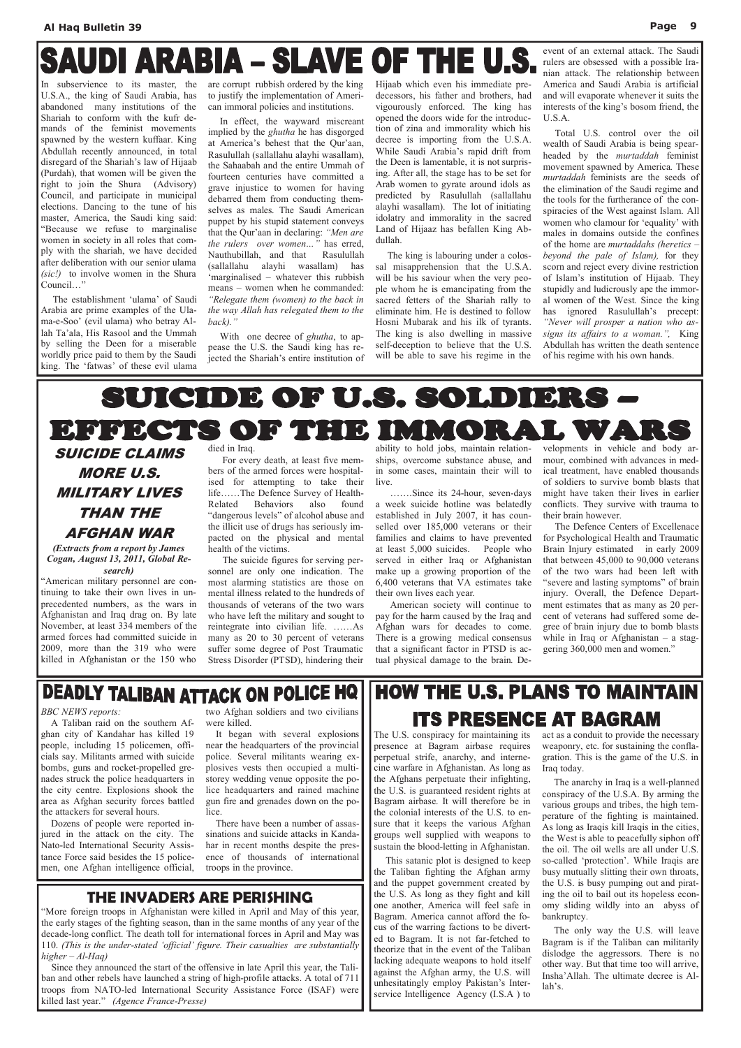# SAUDI ARABIA – SLAVE OF THE U.S.

In subservience to its master, the U.S.A., the king of Saudi Arabia, has abandoned many institutions of the Shariah to conform with the kufr demands of the feminist movements spawned by the western kuffaar. King Abdullah recently announced, in total disregard of the Shariah's law of Hijaab (Purdah), that women will be given the right to join the Shura (Advisory) Council, and participate in municipal elections. Dancing to the tune of his master, America, the Saudi king said: "Because we refuse to marginalise women in society in all roles that comply with the shariah, we have decided after deliberation with our senior ulama *(sic!)* to involve women in the Shura Council…"

The establishment 'ulama' of Saudi Arabia are prime examples of the Ulama-e-Soo' (evil ulama) who betray Allah Ta'ala, His Rasool and the Ummah by selling the Deen for a miserable worldly price paid to them by the Saudi king. The 'fatwas' of these evil ulama are corrupt rubbish ordered by the king to justify the implementation of American immoral policies and institutions.

In effect, the wayward miscreant implied by the *ghutha* he has disgorged at America's behest that the Qur'aan, Rasulullah (sallallahu alayhi wasallam), the Sahaabah and the entire Ummah of fourteen centuries have committed a grave injustice to women for having debarred them from conducting themselves as males. The Saudi American puppet by his stupid statement conveys that the Qur'aan in declaring: *"Men are the rulers over women..."* has erred, Nauthubillah, and that Rasulullah (sallallahu alayhi wasallam) has 'marginalised – whatever this rubbish means – women when he commanded: *"Relegate them (women) to the back in the way Allah has relegated them to the back)."*

With one decree of *ghutha*, to appease the U.S. the Saudi king has rejected the Shariah's entire institution of Hijaab which even his immediate predecessors, his father and brothers, had vigourously enforced. The king has opened the doors wide for the introduction of zina and immorality which his decree is importing from the U.S.A. While Saudi Arabia's rapid drift from the Deen is lamentable, it is not surprising. After all, the stage has to be set for Arab women to gyrate around idols as predicted by Rasulullah (sallallahu alayhi wasallam). The lot of initiating idolatry and immorality in the sacred Land of Hijaaz has befallen King Abdullah.

The king is labouring under a colossal misapprehension that the U.S.A. will be his saviour when the very people whom he is emancipating from the sacred fetters of the Shariah rally to eliminate him. He is destined to follow Hosni Mubarak and his ilk of tyrants. The king is also dwelling in massive self-deception to believe that the U.S. will be able to save his regime in the event of an external attack. The Saudi rulers are obsessed with a possible Iranian attack. The relationship between America and Saudi Arabia is artificial and will evaporate whenever it suits the interests of the king's bosom friend, the U.S.A.

Total U.S. control over the oil wealth of Saudi Arabia is being spearheaded by the *murtaddah* feminist movement spawned by America. These *murtaddah* feminists are the seeds of the elimination of the Saudi regime and the tools for the furtherance of the conspiracies of the West against Islam. All women who clamour for 'equality' with males in domains outside the confines of the home are *murtaddahs (heretics – beyond the pale of Islam),* for they scorn and reject every divine restriction of Islam's institution of Hijaab. They stupidly and ludicrously ape the immoral women of the West. Since the king has ignored Rasulullah's precept: *"Never will prosper a nation who assigns its affairs to a woman.",* King Abdullah has written the death sentence of his regime with his own hands.

# SUICIDE OF U.S. SOLDIERS – EFFECTS OF THE IMMORAL WARS

### *SUICIDE CLAIMS MORE U.S. MILITARY LIVES THAN THE AFGHAN WAR*

***(Extracts from a report by James Cogan, August 13, 2011, Global Research)***

"American military personnel are continuing to take their own lives in unprecedented numbers, as the wars in Afghanistan and Iraq drag on. By late November, at least 334 members of the armed forces had committed suicide in 2009, more than the 319 who were killed in Afghanistan or the 150 who died in Iraq.

For every death, at least five members of the armed forces were hospitalised for attempting to take their life……The Defence Survey of Health-Related Behaviors also found "dangerous levels" of alcohol abuse and the illicit use of drugs has seriously impacted on the physical and mental health of the victims.

The suicide figures for serving personnel are only one indication. The most alarming statistics are those on mental illness related to the hundreds of thousands of veterans of the two wars who have left the military and sought to reintegrate into civilian life. ……As many as 20 to 30 percent of veterans suffer some degree of Post Traumatic Stress Disorder (PTSD), hindering their ability to hold jobs, maintain relationships, overcome substance abuse, and in some cases, maintain their will to live.

…….Since its 24-hour, seven-days a week suicide hotline was belatedly established in July 2007, it has counselled over 185,000 veterans or their families and claims to have prevented at least 5,000 suicides. People who served in either Iraq or Afghanistan make up a growing proportion of the 6,400 veterans that VA estimates take their own lives each year.

American society will continue to pay for the harm caused by the Iraq and Afghan wars for decades to come. There is a growing medical consensus that a significant factor in PTSD is actual physical damage to the brain. Developments in vehicle and body armour, combined with advances in medical treatment, have enabled thousands of soldiers to survive bomb blasts that might have taken their lives in earlier conflicts. They survive with trauma to their brain however.

The Defence Centers of Excellenace for Psychological Health and Traumatic Brain Injury estimated in early 2009 that between 45,000 to 90,000 veterans of the two wars had been left with "severe and lasting symptoms" of brain injury. Overall, the Defence Department estimates that as many as 20 percent of veterans had suffered some degree of brain injury due to bomb blasts while in Iraq or Afghanistan – a staggering 360,000 men and women."

## DEADLY TALIBAN ATTACK ON POLICE HQ

*BBC NEWS reports:*

A Taliban raid on the southern Afghan city of Kandahar has killed 19 people, including 15 policemen, officials say. Militants armed with suicide bombs, guns and rocket-propelled grenades struck the police headquarters in the city centre. Explosions shook the area as Afghan security forces battled the attackers for several hours.

Dozens of people were reported injured in the attack on the city. The Nato-led International Security Assistance Force said besides the 15 policemen, one Afghan intelligence official, two Afghan soldiers and two civilians were killed.

It began with several explosions near the headquarters of the provincial police. Several militants wearing explosives vests then occupied a multi-storey wedding venue opposite the police headquarters and rained machine gun fire and grenades down on the police.

There have been a number of assassinations and suicide attacks in Kandahar in recent months despite the presence of thousands of international troops in the province.

## THE INVADERS ARE PERISHING

"More foreign troops in Afghanistan were killed in April and May of this year, the early stages of the fighting season, than in the same months of any year of the decade-long conflict. The death toll for international forces in April and May was 110. *(This is the under-stated 'official' figure. Their casualties are substantially higher – Al-Haq)*

Since they announced the start of the offensive in late April this year, the Taliban and other rebels have launched a string of high-profile attacks. A total of 711 troops from NATO-led International Security Assistance Force (ISAF) were killed last year." *(Agence France-Presse)*

## HOW THE U.S. PLANS TO MAINTAIN ITS PRESENCE AT BAGRAM

The U.S. conspiracy for maintaining its presence at Bagram airbase requires perpetual strife, anarchy, and internecine warfare in Afghanistan. As long as the Afghans perpetuate their infighting, the U.S. is guaranteed resident rights at Bagram airbase. It will therefore be in the colonial interests of the U.S. to ensure that it keeps the various Afghan groups well supplied with weapons to sustain the blood-letting in Afghanistan.

This satanic plot is designed to keep the Taliban fighting the Afghan army and the puppet government created by the U.S. As long as they fight and kill one another, America will feel safe in Bagram. America cannot afford the focus of the warring factions to be diverted to Bagram. It is not far-fetched to theorize that in the event of the Taliban lacking adequate weapons to hold itself against the Afghan army, the U.S. will unhesitatingly employ Pakistan's Inter-service Intelligence Agency (I.S.A ) to act as a conduit to provide the necessary weaponry, etc. for sustaining the conflagration. This is the game of the U.S. in Iraq today.

The anarchy in Iraq is a well-planned conspiracy of the U.S.A. By arming the various groups and tribes, the high temperature of the fighting is maintained. As long as Iraqis kill Iraqis in the cities, the West is able to peacefully siphon off the oil. The oil wells are all under U.S. so-called 'protection'. While Iraqis are busy mutually slitting their own throats, the U.S. is busy pumping out and pirating the oil to bail out its hopeless economy sliding wildly into an abyss of bankruptcy.

The only way the U.S. will leave Bagram is if the Taliban can militarily dislodge the aggressors. There is no other way. But that time too will arrive, Insha'Allah. The ultimate decree is Allah's.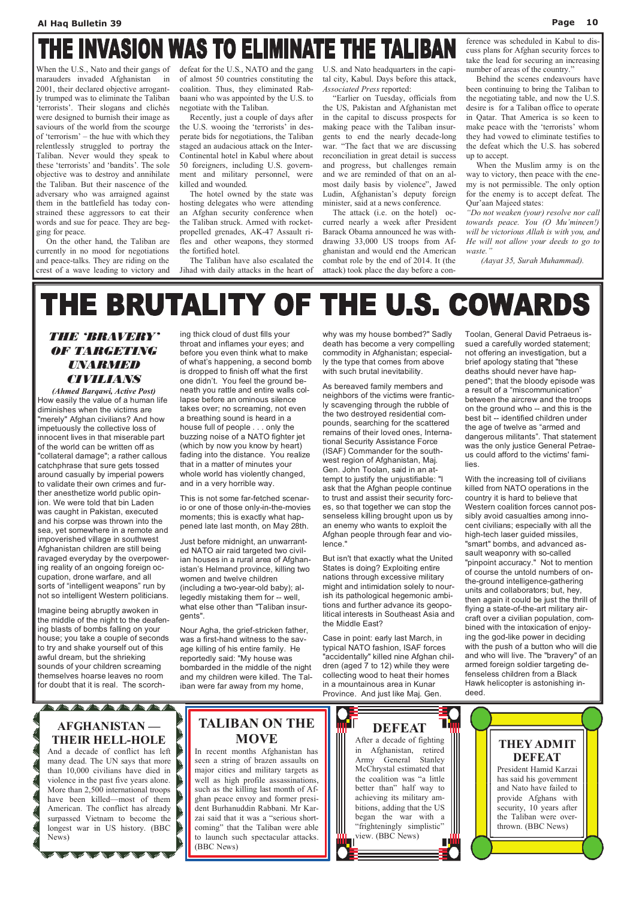# THE INVASION WAS TO ELIMINATE THE TALIBAN

When the U.S., Nato and their gangs of marauders invaded Afghanistan in 2001, their declared objective arrogantly trumped was to eliminate the Taliban 'terrorists'. Their slogans and clichés were designed to burnish their image as saviours of the world from the scourge of 'terrorism' – the hue with which they relentlessly struggled to portray the Taliban. Never would they speak to these 'terrorists' and 'bandits'. The sole objective was to destroy and annihilate the Taliban. But their nascence of the adversary who was arraigned against them in the battlefield has today constrained these aggressors to eat their words and sue for peace. They are begging for peace.

On the other hand, the Taliban are currently in no mood for negotiations and peace-talks. They are riding on the crest of a wave leading to victory and defeat for the U.S., NATO and the gang of almost 50 countries constituting the coalition. Thus, they eliminated Rabbaani who was appointed by the U.S. to negotiate with the Taliban.

Recently, just a couple of days after the U.S. wooing the 'terrorists' in desperate bids for negotiations, the Taliban staged an audacious attack on the Inter-Continental hotel in Kabul where about 50 foreigners, including U.S. government and military personnel, were killed and wounded.

The hotel owned by the state was hosting delegates who were attending an Afghan security conference when the Taliban struck. Armed with rocket-propelled grenades, AK-47 Assault rifles and other weapons, they stormed the fortified hotel.

The Taliban have also escalated the Jihad with daily attacks in the heart of U.S. and Nato headquarters in the capital city, Kabul. Days before this attack, *Associated Press* reported:

"Earlier on Tuesday, officials from the US, Pakistan and Afghanistan met in the capital to discuss prospects for making peace with the Taliban insurgents to end the nearly decade-long war. "The fact that we are discussing reconciliation in great detail is success and progress, but challenges remain and we are reminded of that on an almost daily basis by violence", Jawed Ludin, Afghanistan's deputy foreign minister, said at a news conference.

The attack (i.e. on the hotel) occurred nearly a week after President Barack Obama announced he was withdrawing 33,000 US troops from Afghanistan and would end the American combat role by the end of 2014. It (the attack) took place the day before a conference was scheduled in Kabul to discuss plans for Afghan security forces to take the lead for securing an increasing number of areas of the country."

Behind the scenes endeavours have been continuing to bring the Taliban to the negotiating table, and now the U.S. desire is for a Taliban office to operate in Qatar. That America is so keen to make peace with the 'terrorists' whom they had vowed to eliminate testifies to the defeat which the U.S. has sobered up to accept.

When the Muslim army is on the way to victory, then peace with the enemy is not permissible. The only option for the enemy is to accept defeat. The Qur'aan Majeed states:

*"Do not weaken (your) resolve nor call towards peace. You (O Mu'mineen!) will be victorious Allah is with you, and He will not allow your deeds to go to waste."*

*(Aayat 35, Surah Muhammad).*

# THE BRUTALITY OF THE U.S. COWARDS

### *THE 'BRAVERY' OF TARGETING UNARMED CIVILIANS*

***(Ahmed Barqawi, Active Post)***

How easily the value of a human life diminishes when the victims are "merely" Afghan civilians? And how impetuously the collective loss of innocent lives in that miserable part of the world can be written off as "collateral damage"; a rather callous catchphrase that sure gets tossed around casually by imperial powers to validate their own crimes and further anesthetize world public opinion. We were told that bin Laden was caught in Pakistan, executed and his corpse was thrown into the sea, yet somewhere in a remote and impoverished village in southwest Afghanistan children are still being ravaged everyday by the overpowering reality of an ongoing foreign occupation, drone warfare, and all sorts of "intelligent weapons" run by not so intelligent Western politicians.

Imagine being abruptly awoken in the middle of the night to the deafening blasts of bombs falling on your house; you take a couple of seconds to try and shake yourself out of this awful dream, but the shrieking sounds of your children screaming themselves hoarse leaves no room for doubt that it is real. The scorching thick cloud of dust fills your throat and inflames your eyes; and before you even think what to make of what's happening, a second bomb is dropped to finish off what the first one didn't. You feel the ground beneath you rattle and entire walls collapse before an ominous silence takes over; no screaming, not even a breathing sound is heard in a house full of people . . . only the buzzing noise of a NATO fighter jet (which by now you know by heart) fading into the distance. You realize that in a matter of minutes your whole world has violently changed, and in a very horrible way.

This is not some far-fetched scenario or one of those only-in-the-movies moments; this is exactly what happened late last month, on May 28th.

Just before midnight, an unwarranted NATO air raid targeted two civilian houses in a rural area of Afghanistan's Helmand province, killing two women and twelve children (including a two-year-old baby); allegedly mistaking them for -- well, what else other than "Taliban insurgents".

Nour Agha, the grief-stricken father, was a first-hand witness to the savage killing of his entire family. He reportedly said: "My house was bombarded in the middle of the night and my children were killed. The Taliban were far away from my home, why was my house bombed?" Sadly death has become a very compelling commodity in Afghanistan; especially the type that comes from above with such brutal inevitability.

As bereaved family members and neighbors of the victims were frantically scavenging through the rubble of the two destroyed residential compounds, searching for the scattered remains of their loved ones, International Security Assistance Force (ISAF) Commander for the southwest region of Afghanistan, Maj. Gen. John Toolan, said in an attempt to justify the unjustifiable: "I ask that the Afghan people continue to trust and assist their security forces, so that together we can stop the senseless killing brought upon us by an enemy who wants to exploit the Afghan people through fear and violence."

But isn't that exactly what the United States is doing? Exploiting entire nations through excessive military might and intimidation solely to nourish its pathological hegemonic ambitions and further advance its geopolitical interests in Southeast Asia and the Middle East?

Case in point: early last March, in typical NATO fashion, ISAF forces "accidentally" killed nine Afghan children (aged 7 to 12) while they were collecting wood to heat their homes in a mountainous area in Kunar Province. And just like Maj. Gen. Toolan, General David Petraeus issued a carefully worded statement; not offering an investigation, but a brief apology stating that "these deaths should never have happened"; that the bloody episode was a result of a "miscommunication" between the aircrew and the troops on the ground who -- and this is the best bit -- identified children under the age of twelve as "armed and dangerous militants". That statement was the only justice General Petraeus could afford to the victims' families.

With the increasing toll of civilians killed from NATO operations in the country it is hard to believe that Western coalition forces cannot possibly avoid casualties among innocent civilians; especially with all the high-tech laser guided missiles, "smart" bombs, and advanced assault weaponry with so-called "pinpoint accuracy." Not to mention of course the untold numbers of on-the-ground intelligence-gathering units and collaborators; but, hey, then again it could be just the thrill of flying a state-of-the-art military aircraft over a civilian population, combined with the intoxication of enjoying the god-like power in deciding with the push of a button who will die and who will live. The "bravery" of an armed foreign soldier targeting defenseless children from a Black Hawk helicopter is astonishing indeed.

## AFGHANISTAN — THEIR HELL-HOLE

And a decade of conflict has left many dead. The UN says that more than 10,000 civilians have died in violence in the past five years alone. More than 2,500 international troops have been killed—most of them American. The conflict has already surpassed Vietnam to become the longest war in US history. (BBC News)

## TALIBAN ON THE MOVE

In recent months Afghanistan has seen a string of brazen assaults on major cities and military targets as well as high profile assassinations, such as the killing last month of Afghan peace envoy and former president Burhanuddin Rabbani. Mr Karzai said that it was a "serious shortcoming" that the Taliban were able to launch such spectacular attacks. (BBC News)

## DEFEAT

After a decade of fighting in Afghanistan, retired Army General Stanley McChrystal estimated that the coalition was "a little better than" half way to achieving its military ambitions, adding that the US began the war with a "frighteningly simplistic" view. (BBC News)

## THEY ADMIT DEFEAT

President Hamid Karzai has said his government and Nato have failed to provide Afghans with security, 10 years after the Taliban were overthrown. (BBC News)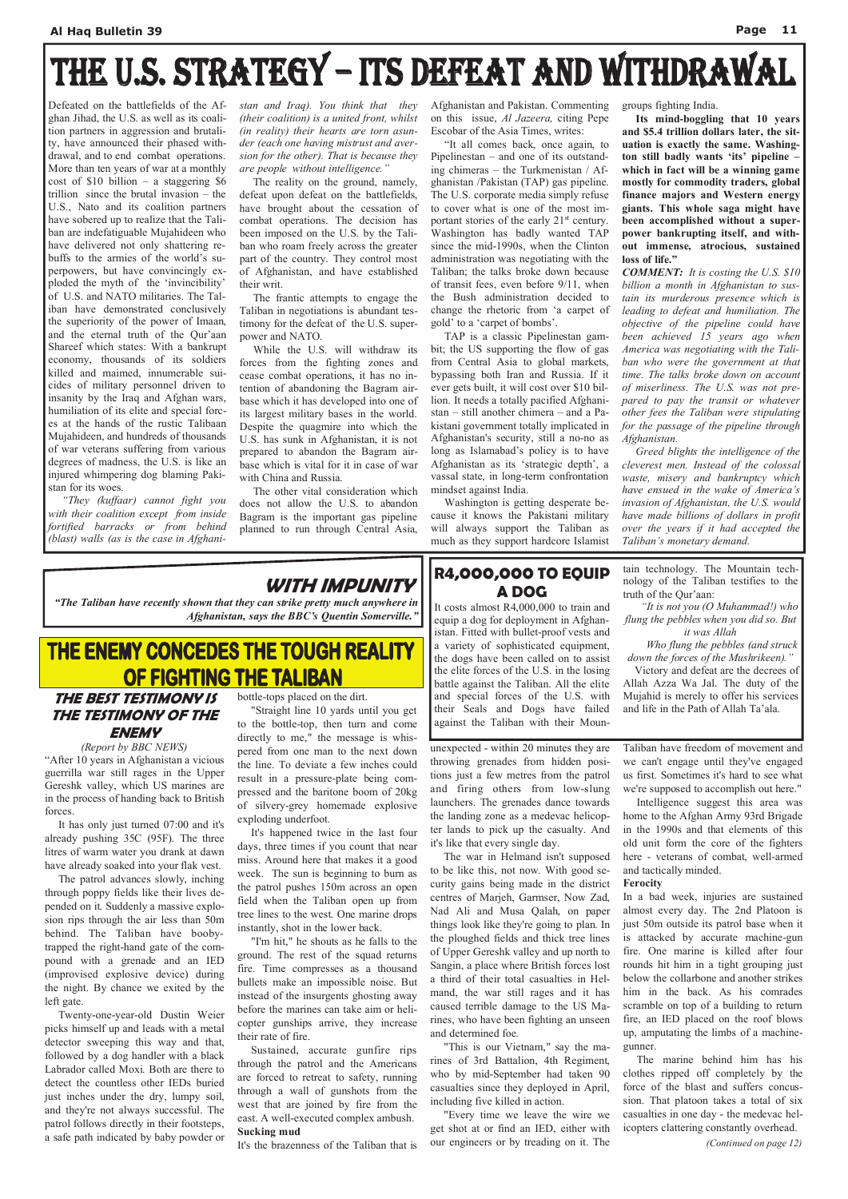# THE U.S. STRATEGY – ITS DEFEAT AND WITHDRAWAL

Defeated on the battlefields of the Afghan Jihad, the U.S. as well as its coalition partners in aggression and brutality, have announced their phased withdrawal, and to end combat operations. More than ten years of war at a monthly cost of $10 billion – a staggering $6 trillion since the brutal invasion – the U.S., Nato and its coalition partners have sobered up to realize that the Taliban are indefatiguable Mujahideen who have delivered not only shattering rebuffs to the armies of the world's superpowers, but have convincingly exploded the myth of the 'invincibility' of U.S. and NATO militaries. The Taliban have demonstrated conclusively the superiority of the power of Imaan, and the eternal truth of the Qur'aan Shareef which states: With a bankrupt economy, thousands of its soldiers killed and maimed, innumerable suicides of military personnel driven to insanity by the Iraq and Afghan wars, humiliation of its elite and special forces at the hands of the rustic Talibaan Mujahideen, and hundreds of thousands of war veterans suffering from various degrees of madness, the U.S. is like an injured whimpering dog blaming Pakistan for its woes.

*"They (kuffaar) cannot fight you with their coalition except from inside fortified barracks or from behind (blast) walls (as is the case in Afghanistan and Iraq). You think that they (their coalition) is a united front, whilst (in reality) their hearts are torn asunder (each one having mistrust and aversion for the other). That is because they are people without intelligence."*

The reality on the ground, namely, defeat upon defeat on the battlefields, have brought about the cessation of combat operations. The decision has been imposed on the U.S. by the Taliban who roam freely across the greater part of the country. They control most of Afghanistan, and have established their writ.

The frantic attempts to engage the Taliban in negotiations is abundant testimony for the defeat of the U.S. superpower and NATO.

While the U.S. will withdraw its forces from the fighting zones and cease combat operations, it has no intention of abandoning the Bagram airbase which it has developed into one of its largest military bases in the world. Despite the quagmire into which the U.S. has sunk in Afghanistan, it is not prepared to abandon the Bagram airbase which is vital for it in case of war with China and Russia.

The other vital consideration which does not allow the U.S. to abandon Bagram is the important gas pipeline planned to run through Central Asia, Afghanistan and Pakistan. Commenting on this issue, *Al Jazeera,* citing Pepe Escobar of the Asia Times, writes:

"It all comes back, once again, to Pipelinestan – and one of its outstanding chimeras – the Turkmenistan / Afghanistan /Pakistan (TAP) gas pipeline. The U.S. corporate media simply refuse to cover what is one of the most important stories of the early 21st century. Washington has badly wanted TAP since the mid-1990s, when the Clinton administration was negotiating with the Taliban; the talks broke down because of transit fees, even before 9/11, when the Bush administration decided to change the rhetoric from 'a carpet of gold' to a 'carpet of bombs'.

TAP is a classic Pipelinestan gambit; the US supporting the flow of gas from Central Asia to global markets, bypassing both Iran and Russia. If it ever gets built, it will cost over $10 billion. It needs a totally pacified Afghanistan – still another chimera – and a Pakistani government totally implicated in Afghanistan's security, still a no-no as long as Islamabad's policy is to have Afghanistan as its 'strategic depth', a vassal state, in long-term confrontation mindset against India.

Washington is getting desperate because it knows the Pakistani military will always support the Taliban as much as they support hardcore Islamist groups fighting India.

**Its mind-boggling that 10 years and $5.4 trillion dollars later, the situation is exactly the same. Washington still badly wants 'its' pipeline – which in fact will be a winning game mostly for commodity traders, global finance majors and Western energy giants. This whole saga might have been accomplished without a superpower bankrupting itself, and without immense, atrocious, sustained loss of life."**

***COMMENT:*** *It is costing the U.S. $10 billion a month in Afghanistan to sustain its murderous presence which is leading to defeat and humiliation. The objective of the pipeline could have been achieved 15 years ago when America was negotiating with the Taliban who were the government at that time. The talks broke down on account of miserliness. The U.S. was not prepared to pay the transit or whatever other fees the Taliban were stipulating for the passage of the pipeline through Afghanistan.*

*Greed blights the intelligence of the cleverest men. Instead of the colossal waste, misery and bankruptcy which have ensued in the wake of America's invasion of Afghanistan, the U.S. would have made billions of dollars in profit over the years if it had accepted the Taliban's monetary demand.*

## WITH IMPUNITY

***"The Taliban have recently shown that they can strike pretty much anywhere in Afghanistan, says the BBC's Quentin Somerville."***

## R4,000,000 TO EQUIP A DOG

It costs almost R4,000,000 to train and equip a dog for deployment in Afghanistan. Fitted with bullet-proof vests and a variety of sophisticated equipment, the dogs have been called on to assist the elite forces of the U.S. in the losing battle against the Taliban. All the elite and special forces of the U.S. with their Seals and Dogs have failed against the Taliban with their Mountain technology. The Mountain technology of the Taliban testifies to the truth of the Qur'aan:

*"It is not you (O Muhammad!) who flung the pebbles when you did so. But it was Allah*

*Who flung the pebbles (and struck down the forces of the Mushrikeen)."*

Victory and defeat are the decrees of Allah Azza Wa Jal. The duty of the Mujahid is merely to offer his services and life in the Path of Allah Ta'ala.

# THE ENEMY CONCEDES THE TOUGH REALITY OF FIGHTING THE TALIBAN

## THE BEST TESTIMONY IS THE TESTIMONY OF THE ENEMY

*(Report by BBC NEWS)*

"After 10 years in Afghanistan a vicious guerrilla war still rages in the Upper Gereshk valley, which US marines are in the process of handing back to British forces.

It has only just turned 07:00 and it's already pushing 35C (95F). The three litres of warm water you drank at dawn have already soaked into your flak vest.

The patrol advances slowly, inching through poppy fields like their lives depended on it. Suddenly a massive explosion rips through the air less than 50m behind. The Taliban have booby-trapped the right-hand gate of the compound with a grenade and an IED (improvised explosive device) during the night. By chance we exited by the left gate.

Twenty-one-year-old Dustin Weier picks himself up and leads with a metal detector sweeping this way and that, followed by a dog handler with a black Labrador called Moxi. Both are there to detect the countless other IEDs buried just inches under the dry, lumpy soil, and they're not always successful. The patrol follows directly in their footsteps, a safe path indicated by baby powder or bottle-tops placed on the dirt.

"Straight line 10 yards until you get to the bottle-top, then turn and come directly to me," the message is whispered from one man to the next down the line. To deviate a few inches could result in a pressure-plate being compressed and the baritone boom of 20kg of silvery-grey homemade explosive exploding underfoot.

It's happened twice in the last four days, three times if you count that near miss. Around here that makes it a good week. The sun is beginning to burn as the patrol pushes 150m across an open field when the Taliban open up from tree lines to the west. One marine drops instantly, shot in the lower back.

"I'm hit," he shouts as he falls to the ground. The rest of the squad returns fire. Time compresses as a thousand bullets make an impossible noise. But instead of the insurgents ghosting away before the marines can take aim or helicopter gunships arrive, they increase their rate of fire.

Sustained, accurate gunfire rips through the patrol and the Americans are forced to retreat to safety, running through a wall of gunshots from the west that are joined by fire from the east. A well-executed complex ambush.

**Sucking mud**

It's the brazenness of the Taliban that is unexpected - within 20 minutes they are throwing grenades from hidden positions just a few metres from the patrol and firing others from low-slung launchers. The grenades dance towards the landing zone as a medevac helicopter lands to pick up the casualty. And it's like that every single day.

The war in Helmand isn't supposed to be like this, not now. With good security gains being made in the district centres of Marjeh, Garmser, Now Zad, Nad Ali and Musa Qalah, on paper things look like they're going to plan. In the ploughed fields and thick tree lines of Upper Gereshk valley and up north to Sangin, a place where British forces lost a third of their total casualties in Helmand, the war still rages and it has caused terrible damage to the US Marines, who have been fighting an unseen and determined foe.

"This is our Vietnam," say the marines of 3rd Battalion, 4th Regiment, who by mid-September had taken 90 casualties since they deployed in April, including five killed in action.

"Every time we leave the wire we get shot at or find an IED, either with our engineers or by treading on it. The Taliban have freedom of movement and we can't engage until they've engaged us first. Sometimes it's hard to see what we're supposed to accomplish out here."

Intelligence suggest this area was home to the Afghan Army 93rd Brigade in the 1990s and that elements of this old unit form the core of the fighters here - veterans of combat, well-armed and tactically minded.

**Ferocity**

In a bad week, injuries are sustained almost every day. The 2nd Platoon is just 50m outside its patrol base when it is attacked by accurate machine-gun fire. One marine is killed after four rounds hit him in a tight grouping just below the collarbone and another strikes him in the back. As his comrades scramble on top of a building to return fire, an IED placed on the roof blows up, amputating the limbs of a machine-gunner.

The marine behind him has his clothes ripped off completely by the force of the blast and suffers concussion. That platoon takes a total of six casualties in one day - the medevac helicopters clattering constantly overhead.

*(Continued on page 12)*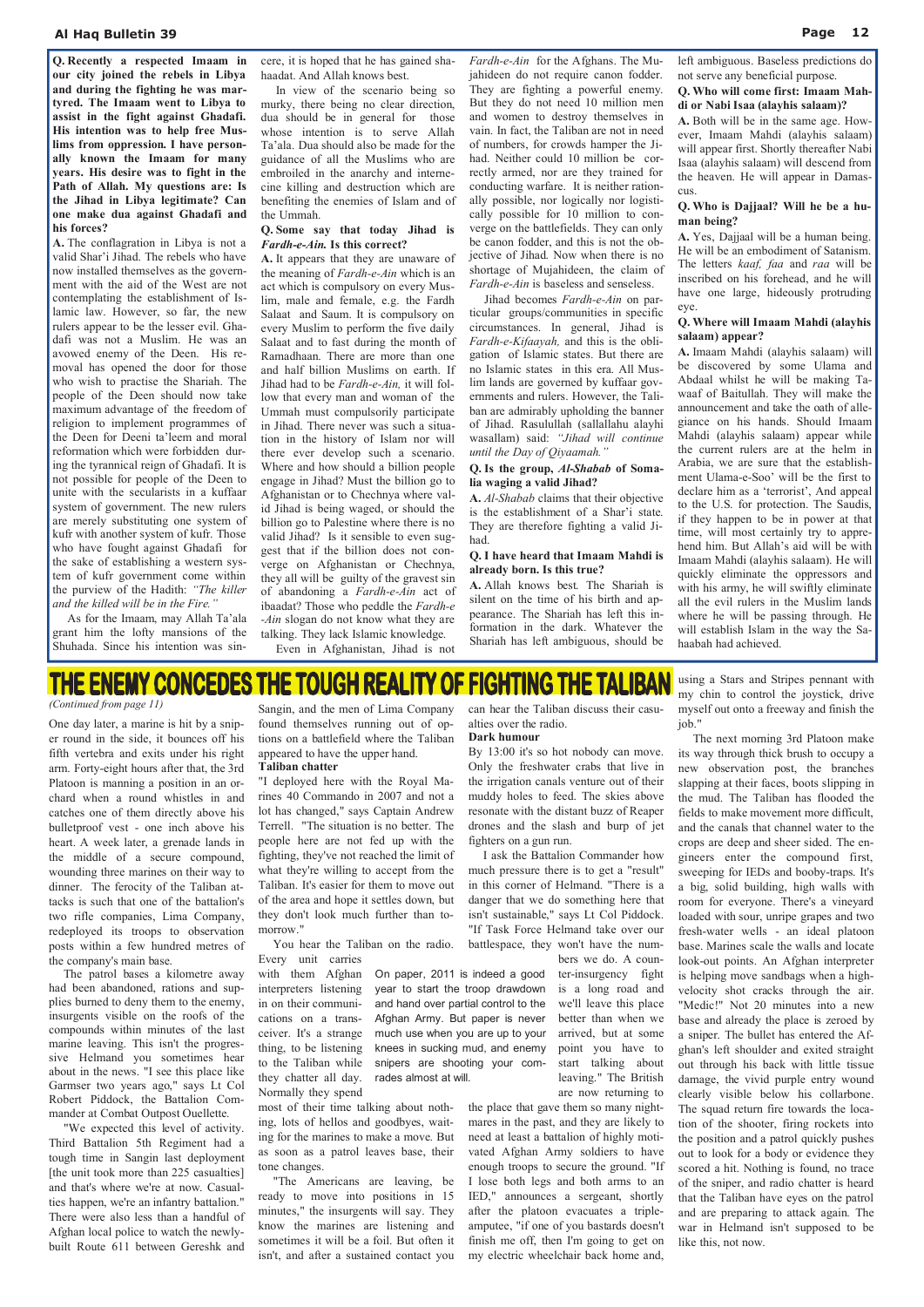**Q. Recently a respected Imaam in our city joined the rebels in Libya and during the fighting he was martyred. The Imaam went to Libya to assist in the fight against Ghadafi. His intention was to help free Muslims from oppression. I have personally known the Imaam for many years. His desire was to fight in the Path of Allah. My questions are: Is the Jihad in Libya legitimate? Can one make dua against Ghadafi and his forces?**

**A.** The conflagration in Libya is not a valid Shar'i Jihad. The rebels who have now installed themselves as the government with the aid of the West are not contemplating the establishment of Islamic law. However, so far, the new rulers appear to be the lesser evil. Ghadafi was not a Muslim. He was an avowed enemy of the Deen. His removal has opened the door for those who wish to practise the Shariah. The people of the Deen should now take maximum advantage of the freedom of religion to implement programmes of the Deen for Deeni ta'leem and moral reformation which were forbidden during the tyrannical reign of Ghadafi. It is not possible for people of the Deen to unite with the secularists in a kuffaar system of government. The new rulers are merely substituting one system of kufr with another system of kufr. Those who have fought against Ghadafi for the sake of establishing a western system of kufr government come within the purview of the Hadith: *"The killer and the killed will be in the Fire."*

As for the Imaam, may Allah Ta'ala grant him the lofty mansions of the Shuhada. Since his intention was sincere, it is hoped that he has gained shahaadat. And Allah knows best.

In view of the scenario being so murky, there being no clear direction, dua should be in general for those whose intention is to serve Allah Ta'ala. Dua should also be made for the guidance of all the Muslims who are embroiled in the anarchy and internecine killing and destruction which are benefiting the enemies of Islam and of the Ummah.

**Q. Some say that today Jihad is *Fardh-e-Ain.* Is this correct?**

**A.** It appears that they are unaware of the meaning of *Fardh-e-Ain* which is an act which is compulsory on every Muslim, male and female, e.g. the Fardh Salaat and Saum. It is compulsory on every Muslim to perform the five daily Salaat and to fast during the month of Ramadhaan. There are more than one and half billion Muslims on earth. If Jihad had to be *Fardh-e-Ain,* it will follow that every man and woman of the Ummah must compulsorily participate in Jihad. There never was such a situation in the history of Islam nor will there ever develop such a scenario. Where and how should a billion people engage in Jihad? Must the billion go to Afghanistan or to Chechnya where valid Jihad is being waged, or should the billion go to Palestine where there is no valid Jihad? Is it sensible to even suggest that if the billion does not converge on Afghanistan or Chechnya, they all will be guilty of the gravest sin of abandoning a *Fardh-e-Ain* act of ibaadat? Those who peddle the *Fardh-e-Ain* slogan do not know what they are talking. They lack Islamic knowledge.

Even in Afghanistan, Jihad is not *Fardh-e-Ain* for the Afghans. The Mujahideen do not require canon fodder. They are fighting a powerful enemy. But they do not need 10 million men and women to destroy themselves in vain. In fact, the Taliban are not in need of numbers, for crowds hamper the Jihad. Neither could 10 million be correctly armed, nor are they trained for conducting warfare. It is neither rationally possible, nor logically nor logistically possible for 10 million to converge on the battlefields. They can only be canon fodder, and this is not the objective of Jihad. Now when there is no shortage of Mujahideen, the claim of *Fardh-e-Ain* is baseless and senseless.

Jihad becomes *Fardh-e-Ain* on particular groups/communities in specific circumstances. In general, Jihad is *Fardh-e-Kifaayah,* and this is the obligation of Islamic states. But there are no Islamic states in this era. All Muslim lands are governed by kuffaar governments and rulers. However, the Taliban are admirably upholding the banner of Jihad. Rasulullah (sallallahu alayhi wasallam) said: *"Jihad will continue until the Day of Qiyaamah."*

**Q. Is the group, *Al-Shabab* of Somalia waging a valid Jihad?**

**A.** *Al-Shabab* claims that their objective is the establishment of a Shar'i state. They are therefore fighting a valid Jihad.

**Q. I have heard that Imaam Mahdi is already born. Is this true?**

**A.** Allah knows best. The Shariah is silent on the time of his birth and appearance. The Shariah has left this information in the dark. Whatever the Shariah has left ambiguous, should be left ambiguous. Baseless predictions do not serve any beneficial purpose.

**Q. Who will come first: Imaam Mahdi or Nabi Isaa (alayhis salaam)?**

**A.** Both will be in the same age. However, Imaam Mahdi (alayhis salaam) will appear first. Shortly thereafter Nabi Isaa (alayhis salaam) will descend from the heaven. He will appear in Damascus.

**Q. Who is Dajjaal? Will he be a human being?**

**A.** Yes, Dajjaal will be a human being. He will be an embodiment of Satanism. The letters *kaaf, faa* and *raa* will be inscribed on his forehead, and he will have one large, hideously protruding eye.

**Q. Where will Imaam Mahdi (alayhis salaam) appear?**

**A.** Imaam Mahdi (alayhis salaam) will be discovered by some Ulama and Abdaal whilst he will be making Tawaaf of Baitullah. They will make the announcement and take the oath of allegiance on his hands. Should Imaam Mahdi (alayhis salaam) appear while the current rulers are at the helm in Arabia, we are sure that the establishment Ulama-e-Soo' will be the first to declare him as a 'terrorist', And appeal to the U.S. for protection. The Saudis, if they happen to be in power at that time, will most certainly try to apprehend him. But Allah's aid will be with Imaam Mahdi (alayhis salaam). He will quickly eliminate the oppressors and with his army, he will swiftly eliminate all the evil rulers in the Muslim lands where he will be passing through. He will establish Islam in the way the Sahaabah had achieved.

# THE ENEMY CONCEDES THE TOUGH REALITY OF FIGHTING THE TALIBAN

*(Continued from page 11)*

One day later, a marine is hit by a sniper round in the side, it bounces off his fifth vertebra and exits under his right arm. Forty-eight hours after that, the 3rd Platoon is manning a position in an orchard when a round whistles in and catches one of them directly above his bulletproof vest - one inch above his heart. A week later, a grenade lands in the middle of a secure compound, wounding three marines on their way to dinner. The ferocity of the Taliban attacks is such that one of the battalion's two rifle companies, Lima Company, redeployed its troops to observation posts within a few hundred metres of the company's main base.

The patrol bases a kilometre away had been abandoned, rations and supplies burned to deny them to the enemy, insurgents visible on the roofs of the compounds within minutes of the last marine leaving. This isn't the progressive Helmand you sometimes hear about in the news. "I see this place like Garmser two years ago," says Lt Col Robert Piddock, the Battalion Commander at Combat Outpost Ouellette.

"We expected this level of activity. Third Battalion 5th Regiment had a tough time in Sangin last deployment [the unit took more than 225 casualties] and that's where we're at now. Casualties happen, we're an infantry battalion." There were also less than a handful of Afghan local police to watch the newly-built Route 611 between Gereshk and Sangin, and the men of Lima Company found themselves running out of options on a battlefield where the Taliban appeared to have the upper hand.

**Taliban chatter**

"I deployed here with the Royal Marines 40 Commando in 2007 and not a lot has changed," says Captain Andrew Terrell. "The situation is no better. The people here are not fed up with the fighting, they've not reached the limit of what they're willing to accept from the Taliban. It's easier for them to move out of the area and hope it settles down, but they don't look much further than tomorrow."

You hear the Taliban on the radio. Every unit carries with them Afghan interpreters listening in on their communications on a transceiver. It's a strange thing, to be listening to the Taliban while they chatter all day. Normally they spend most of their time talking about nothing, lots of hellos and goodbyes, waiting for the marines to make a move. But as soon as a patrol leaves base, their tone changes.

> On paper, 2011 is indeed a good year to start the troop drawdown and hand over partial control to the Afghan Army. But paper is never much use when you are up to your knees in sucking mud, and enemy snipers are shooting your comrades almost at will.

"The Americans are leaving, be ready to move into positions in 15 minutes," the insurgents will say. They know the marines are listening and sometimes it will be a foil. But often it isn't, and after a sustained contact you can hear the Taliban discuss their casualties over the radio.

**Dark humour**

By 13:00 it's so hot nobody can move. Only the freshwater crabs that live in the irrigation canals venture out of their muddy holes to feed. The skies above resonate with the distant buzz of Reaper drones and the slash and burp of jet fighters on a gun run.

I ask the Battalion Commander how much pressure there is to get a "result" in this corner of Helmand. "There is a danger that we do something here that isn't sustainable," says Lt Col Piddock. "If Task Force Helmand take over our battlespace, they won't have the numbers we do. A counter-insurgency fight is a long road and we'll leave this place better than when we arrived, but at some point you have to start talking about leaving." The British are now returning to the place that gave them so many nightmares in the past, and they are likely to need at least a battalion of highly motivated Afghan Army soldiers to have enough troops to secure the ground. "If I lose both legs and both arms to an IED," announces a sergeant, shortly after the platoon evacuates a triple-amputee, "if one of you bastards doesn't finish me off, then I'm going to get on my electric wheelchair back home and, using a Stars and Stripes pennant with my chin to control the joystick, drive myself out onto a freeway and finish the job."

The next morning 3rd Platoon make its way through thick brush to occupy a new observation post, the branches slapping at their faces, boots slipping in the mud. The Taliban has flooded the fields to make movement more difficult, and the canals that channel water to the crops are deep and sheer sided. The engineers enter the compound first, sweeping for IEDs and booby-traps. It's a big, solid building, high walls with room for everyone. There's a vineyard loaded with sour, unripe grapes and two fresh-water wells - an ideal platoon base. Marines scale the walls and locate look-out points. An Afghan interpreter is helping move sandbags when a high-velocity shot cracks through the air. "Medic!" Not 20 minutes into a new base and already the place is zeroed by a sniper. The bullet has entered the Afghan's left shoulder and exited straight out through his back with little tissue damage, the vivid purple entry wound clearly visible below his collarbone. The squad return fire towards the location of the shooter, firing rockets into the position and a patrol quickly pushes out to look for a body or evidence they scored a hit. Nothing is found, no trace of the sniper, and radio chatter is heard that the Taliban have eyes on the patrol and are preparing to attack again. The war in Helmand isn't supposed to be like this, not now.